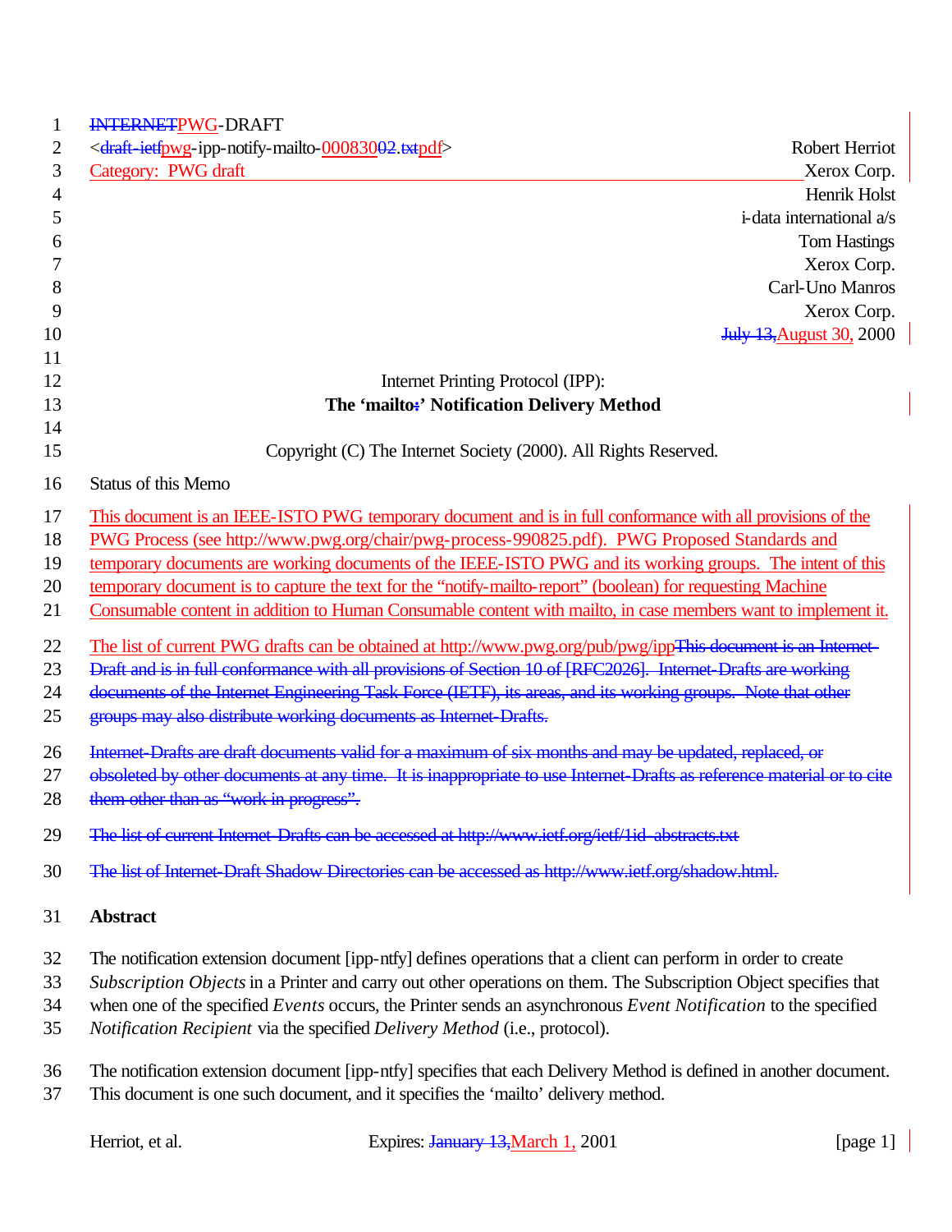~~INTERNET~~PWG-DRAFT

<~~draft-ietf~~pwg-ipp-notify-mailto-00083002~~.txt~~pdf>

Category: PWG draft

Robert Herriot
Xerox Corp.
Henrik Holst
i-data international a/s
Tom Hastings
Xerox Corp.
Carl-Uno Manros
Xerox Corp.
~~July 13,~~August 30, 2000

Internet Printing Protocol (IPP):

**The 'mailto~~:~~' Notification Delivery Method**

Copyright (C) The Internet Society (2000). All Rights Reserved.

Status of this Memo

This document is an IEEE-ISTO PWG temporary document and is in full conformance with all provisions of the PWG Process (see http://www.pwg.org/chair/pwg-process-990825.pdf). PWG Proposed Standards and temporary documents are working documents of the IEEE-ISTO PWG and its working groups. The intent of this temporary document is to capture the text for the "notify-mailto-report" (boolean) for requesting Machine Consumable content in addition to Human Consumable content with mailto, in case members want to implement it.

The list of current PWG drafts can be obtained at http://www.pwg.org/pub/pwg/ipp~~This document is an Internet-Draft and is in full conformance with all provisions of Section 10 of [RFC2026]. Internet-Drafts are working documents of the Internet Engineering Task Force (IETF), its areas, and its working groups. Note that other groups may also distribute working documents as Internet-Drafts.~~

~~Internet-Drafts are draft documents valid for a maximum of six months and may be updated, replaced, or obsoleted by other documents at any time. It is inappropriate to use Internet-Drafts as reference material or to cite them other than as "work in progress".~~

~~The list of current Internet-Drafts can be accessed at http://www.ietf.org/ietf/1id-abstracts.txt~~

~~The list of Internet-Draft Shadow Directories can be accessed as http://www.ietf.org/shadow.html.~~

**Abstract**

The notification extension document [ipp-ntfy] defines operations that a client can perform in order to create *Subscription Objects* in a Printer and carry out other operations on them. The Subscription Object specifies that when one of the specified *Events* occurs, the Printer sends an asynchronous *Event Notification* to the specified *Notification Recipient* via the specified *Delivery Method* (i.e., protocol).

The notification extension document [ipp-ntfy] specifies that each Delivery Method is defined in another document. This document is one such document, and it specifies the 'mailto' delivery method.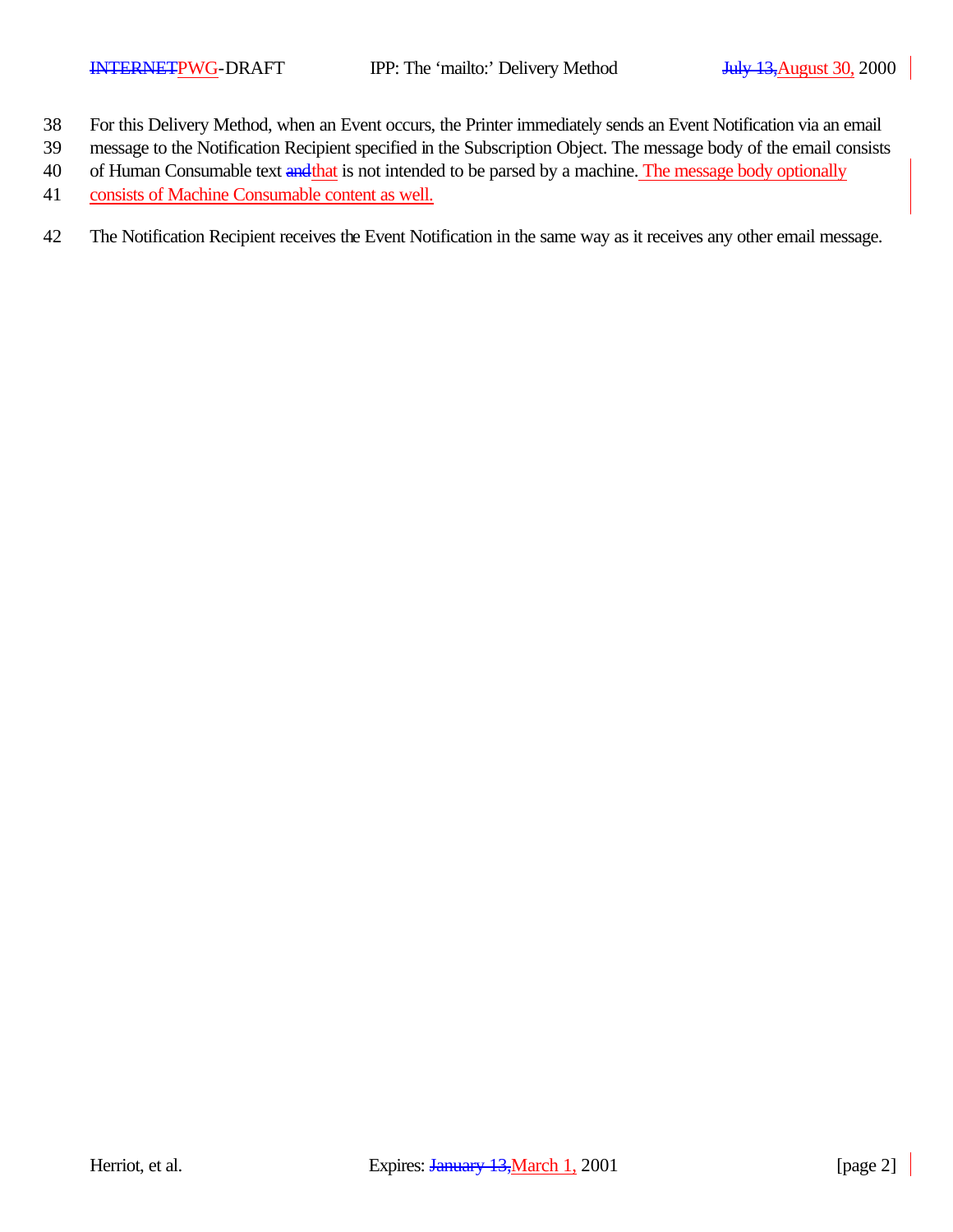For this Delivery Method, when an Event occurs, the Printer immediately sends an Event Notification via an email message to the Notification Recipient specified in the Subscription Object. The message body of the email consists of Human Consumable text ~~and~~that is not intended to be parsed by a machine. The message body optionally consists of Machine Consumable content as well.

The Notification Recipient receives the Event Notification in the same way as it receives any other email message.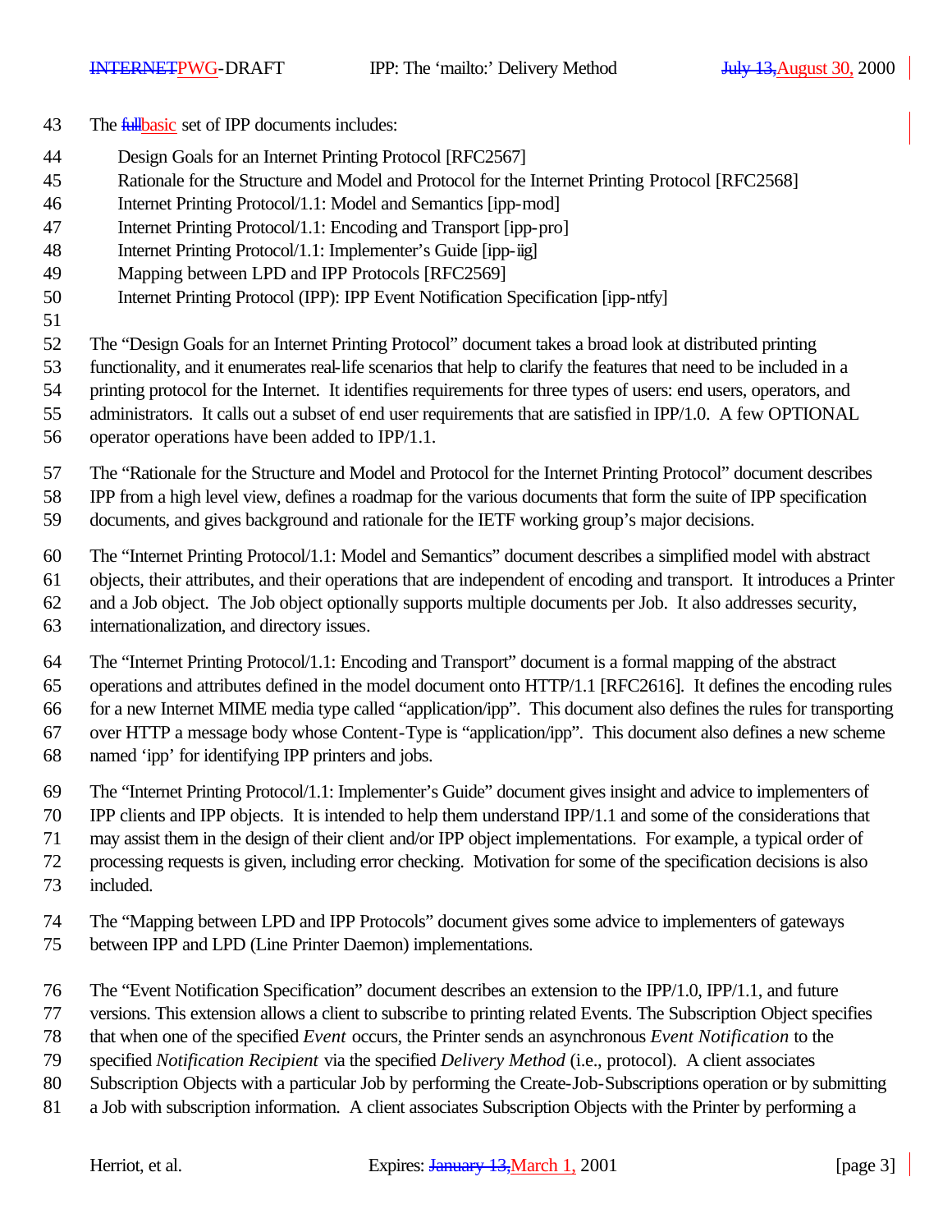The ~~full~~basic set of IPP documents includes:

Design Goals for an Internet Printing Protocol [RFC2567]
Rationale for the Structure and Model and Protocol for the Internet Printing Protocol [RFC2568]
Internet Printing Protocol/1.1: Model and Semantics [ipp-mod]
Internet Printing Protocol/1.1: Encoding and Transport [ipp-pro]
Internet Printing Protocol/1.1: Implementer's Guide [ipp-iig]
Mapping between LPD and IPP Protocols [RFC2569]
Internet Printing Protocol (IPP): IPP Event Notification Specification [ipp-ntfy]

The "Design Goals for an Internet Printing Protocol" document takes a broad look at distributed printing functionality, and it enumerates real-life scenarios that help to clarify the features that need to be included in a printing protocol for the Internet. It identifies requirements for three types of users: end users, operators, and administrators. It calls out a subset of end user requirements that are satisfied in IPP/1.0. A few OPTIONAL operator operations have been added to IPP/1.1.

The "Rationale for the Structure and Model and Protocol for the Internet Printing Protocol" document describes IPP from a high level view, defines a roadmap for the various documents that form the suite of IPP specification documents, and gives background and rationale for the IETF working group's major decisions.

The "Internet Printing Protocol/1.1: Model and Semantics" document describes a simplified model with abstract objects, their attributes, and their operations that are independent of encoding and transport. It introduces a Printer and a Job object. The Job object optionally supports multiple documents per Job. It also addresses security, internationalization, and directory issues.

The "Internet Printing Protocol/1.1: Encoding and Transport" document is a formal mapping of the abstract operations and attributes defined in the model document onto HTTP/1.1 [RFC2616]. It defines the encoding rules for a new Internet MIME media type called "application/ipp". This document also defines the rules for transporting over HTTP a message body whose Content-Type is "application/ipp". This document also defines a new scheme named 'ipp' for identifying IPP printers and jobs.

The "Internet Printing Protocol/1.1: Implementer's Guide" document gives insight and advice to implementers of IPP clients and IPP objects. It is intended to help them understand IPP/1.1 and some of the considerations that may assist them in the design of their client and/or IPP object implementations. For example, a typical order of processing requests is given, including error checking. Motivation for some of the specification decisions is also included.

The "Mapping between LPD and IPP Protocols" document gives some advice to implementers of gateways between IPP and LPD (Line Printer Daemon) implementations.

The "Event Notification Specification" document describes an extension to the IPP/1.0, IPP/1.1, and future versions. This extension allows a client to subscribe to printing related Events. The Subscription Object specifies that when one of the specified *Event* occurs, the Printer sends an asynchronous *Event Notification* to the specified *Notification Recipient* via the specified *Delivery Method* (i.e., protocol). A client associates Subscription Objects with a particular Job by performing the Create-Job-Subscriptions operation or by submitting a Job with subscription information. A client associates Subscription Objects with the Printer by performing a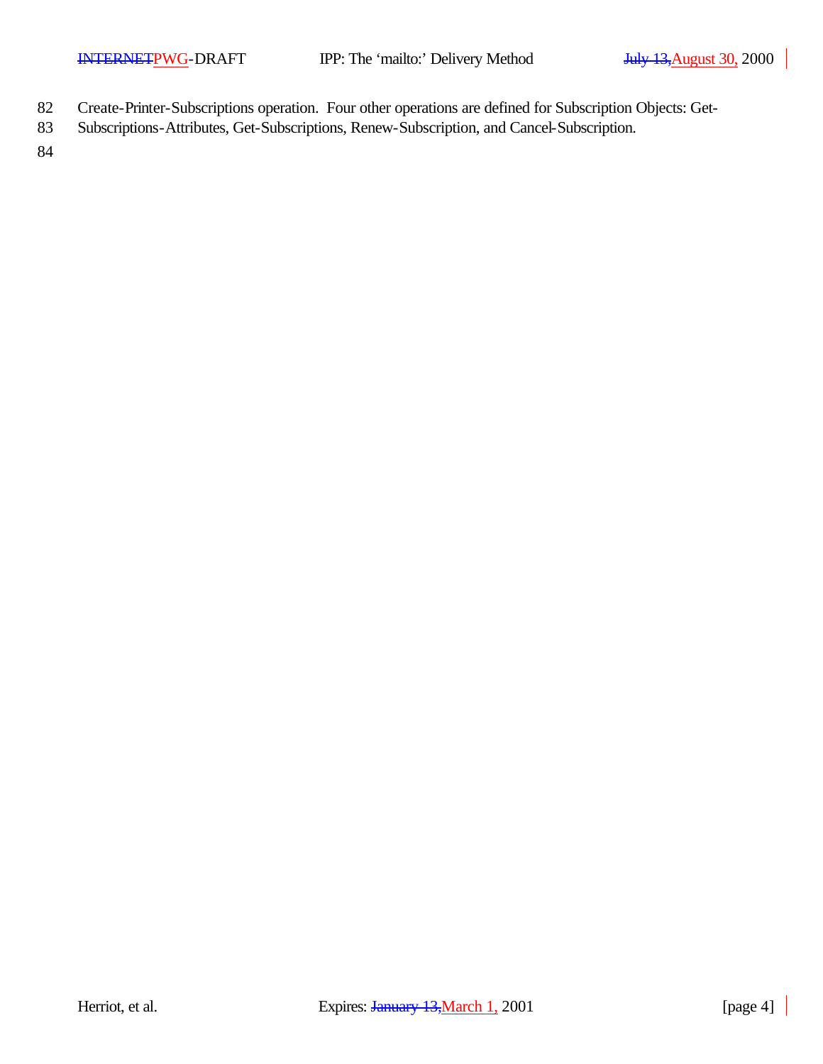Create-Printer-Subscriptions operation. Four other operations are defined for Subscription Objects: Get-Subscriptions-Attributes, Get-Subscriptions, Renew-Subscription, and Cancel-Subscription.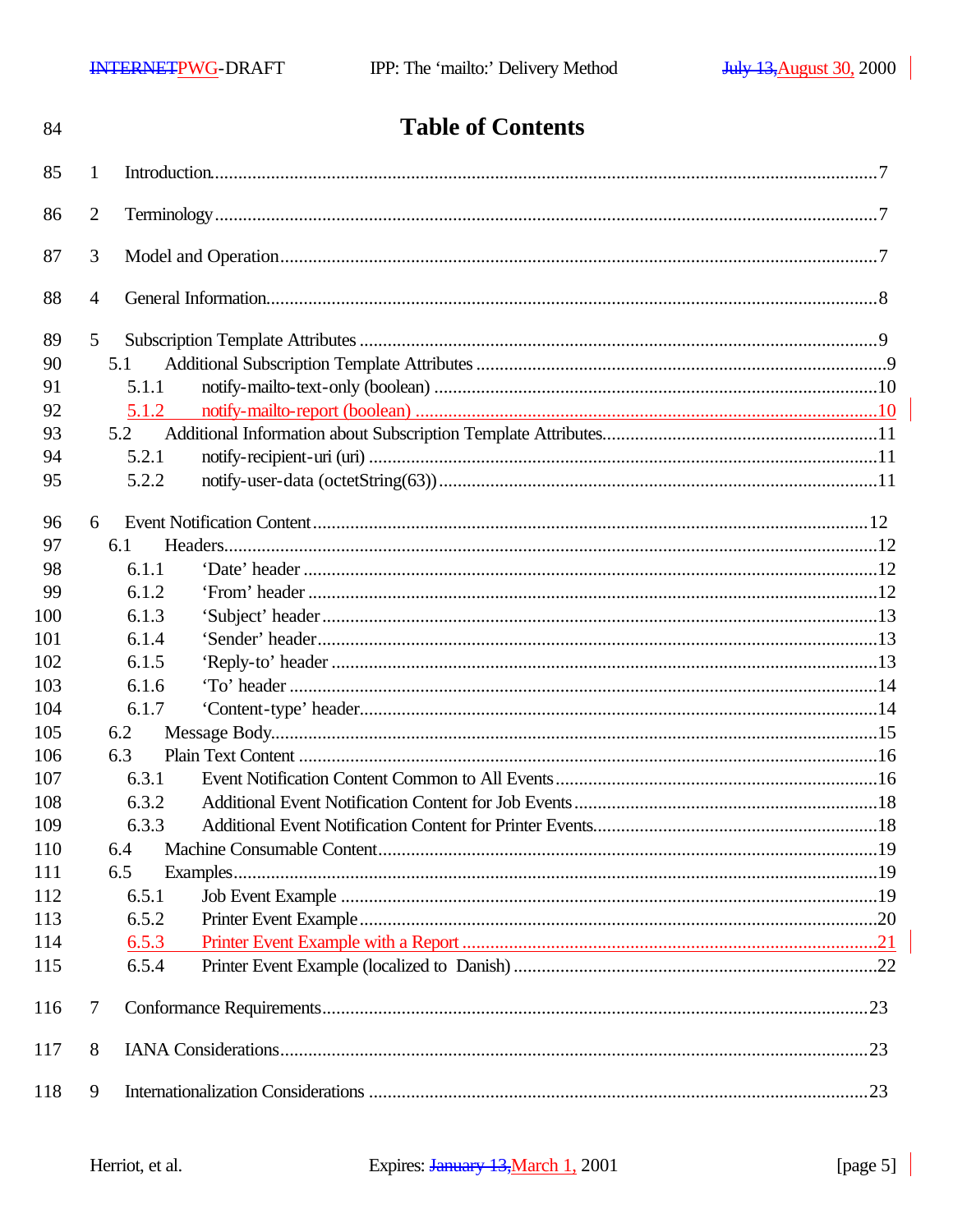# Table of Contents

1 Introduction....................................................................................................7

2 Terminology....................................................................................................7

3 Model and Operation........................................................................................7

4 General Information..........................................................................................8

5 Subscription Template Attributes.........................................................................9
- 5.1 Additional Subscription Template Attributes ..................................................9
  - 5.1.1 notify-mailto-text-only (boolean) ..........................................................10
  - 5.1.2 notify-mailto-report (boolean) ..............................................................10
- 5.2 Additional Information about Subscription Template Attributes...........................11
  - 5.2.1 notify-recipient-uri (uri) .....................................................................11
  - 5.2.2 notify-user-data (octetString(63))..........................................................11

6 Event Notification Content.................................................................................12
- 6.1 Headers.....................................................................................................12
  - 6.1.1 'Date' header ....................................................................................12
  - 6.1.2 'From' header ...................................................................................12
  - 6.1.3 'Subject' header.................................................................................13
  - 6.1.4 'Sender' header..................................................................................13
  - 6.1.5 'Reply-to' header ...............................................................................13
  - 6.1.6 'To' header .......................................................................................14
  - 6.1.7 'Content-type' header..........................................................................14
- 6.2 Message Body.............................................................................................15
- 6.3 Plain Text Content .......................................................................................16
  - 6.3.1 Event Notification Content Common to All Events .................................16
  - 6.3.2 Additional Event Notification Content for Job Events ..............................18
  - 6.3.3 Additional Event Notification Content for Printer Events...........................18
- 6.4 Machine Consumable Content.......................................................................19
- 6.5 Examples...................................................................................................19
  - 6.5.1 Job Event Example ............................................................................19
  - 6.5.2 Printer Event Example .........................................................................20
  - 6.5.3 Printer Event Example with a Report .....................................................21
  - 6.5.4 Printer Event Example (localized to Danish) ...........................................22

7 Conformance Requirements...............................................................................23

8 IANA Considerations........................................................................................23

9 Internationalization Considerations .....................................................................23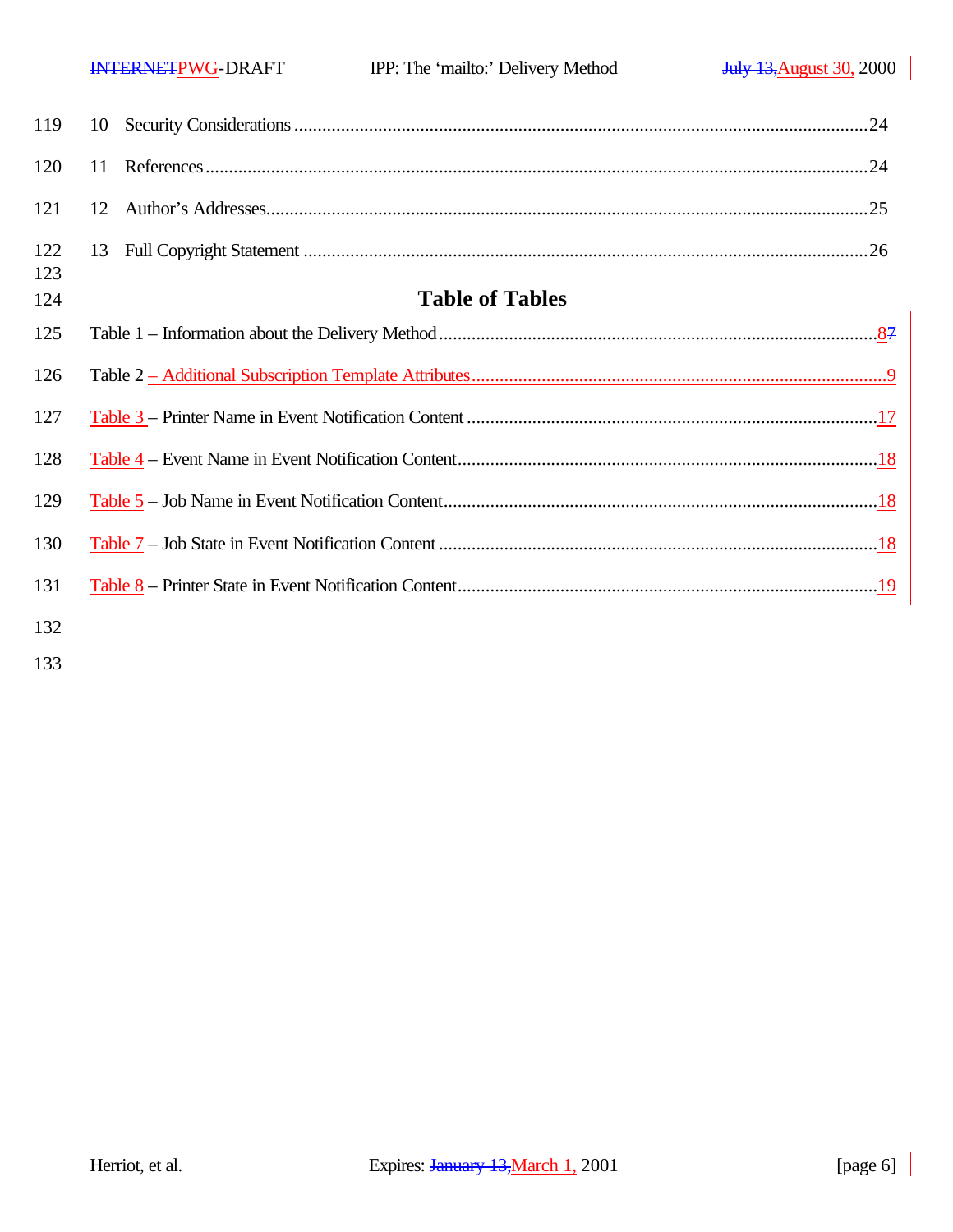10 Security Considerations ........................................................................................................24

11 References .............................................................................................................................24

12 Author's Addresses.................................................................................................................25

13 Full Copyright Statement .......................................................................................................26

## Table of Tables

Table 1 – Information about the Delivery Method ...........................................................................87

Table 2 – Additional Subscription Template Attributes.....................................................................9

Table 3 – Printer Name in Event Notification Content .....................................................................17

Table 4 – Event Name in Event Notification Content.......................................................................18

Table 5 – Job Name in Event Notification Content...........................................................................18

Table 7 – Job State in Event Notification Content ...........................................................................18

Table 8 – Printer State in Event Notification Content.......................................................................19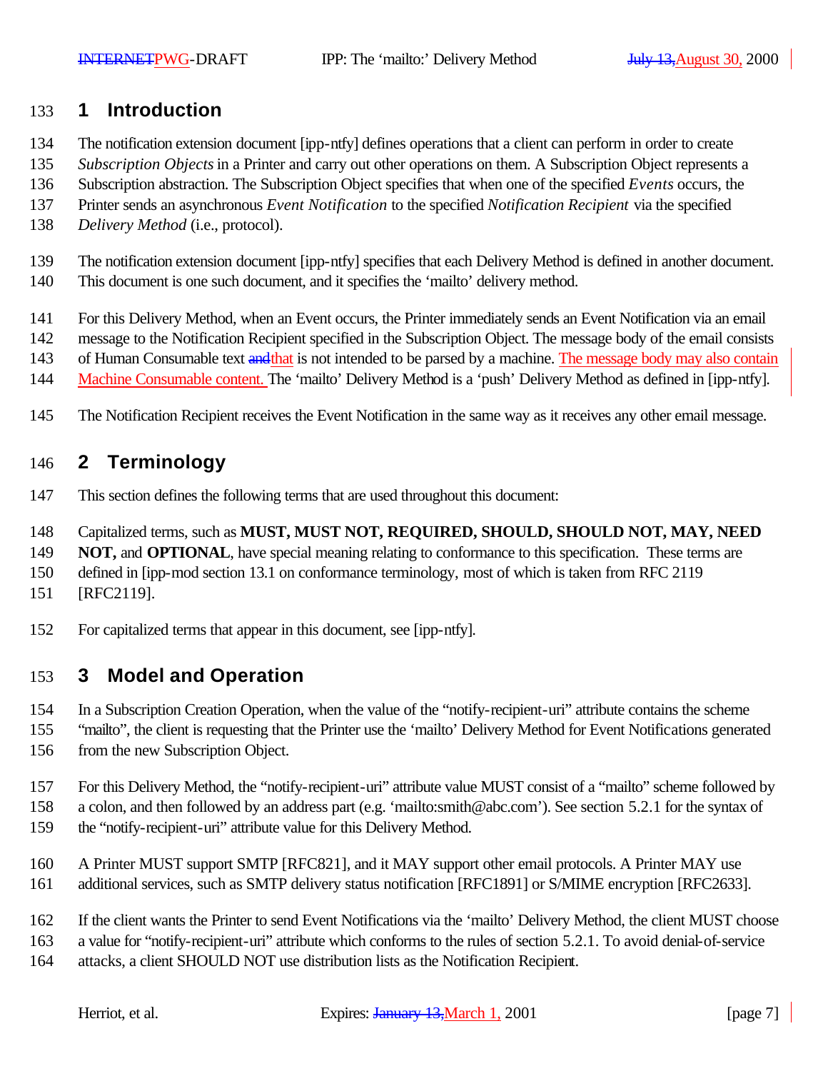# 1 Introduction

The notification extension document [ipp-ntfy] defines operations that a client can perform in order to create *Subscription Objects* in a Printer and carry out other operations on them. A Subscription Object represents a Subscription abstraction. The Subscription Object specifies that when one of the specified *Events* occurs, the Printer sends an asynchronous *Event Notification* to the specified *Notification Recipient* via the specified *Delivery Method* (i.e., protocol).

The notification extension document [ipp-ntfy] specifies that each Delivery Method is defined in another document. This document is one such document, and it specifies the 'mailto' delivery method.

For this Delivery Method, when an Event occurs, the Printer immediately sends an Event Notification via an email message to the Notification Recipient specified in the Subscription Object. The message body of the email consists of Human Consumable text ~~and~~that is not intended to be parsed by a machine. The message body may also contain Machine Consumable content. The 'mailto' Delivery Method is a 'push' Delivery Method as defined in [ipp-ntfy].

The Notification Recipient receives the Event Notification in the same way as it receives any other email message.

# 2 Terminology

This section defines the following terms that are used throughout this document:

Capitalized terms, such as **MUST, MUST NOT, REQUIRED, SHOULD, SHOULD NOT, MAY, NEED NOT,** and **OPTIONAL**, have special meaning relating to conformance to this specification. These terms are defined in [ipp-mod section 13.1 on conformance terminology, most of which is taken from RFC 2119 [RFC2119].

For capitalized terms that appear in this document, see [ipp-ntfy].

# 3 Model and Operation

In a Subscription Creation Operation, when the value of the "notify-recipient-uri" attribute contains the scheme "mailto", the client is requesting that the Printer use the 'mailto' Delivery Method for Event Notifications generated from the new Subscription Object.

For this Delivery Method, the "notify-recipient-uri" attribute value MUST consist of a "mailto" scheme followed by a colon, and then followed by an address part (e.g. 'mailto:smith@abc.com'). See section 5.2.1 for the syntax of the "notify-recipient-uri" attribute value for this Delivery Method.

A Printer MUST support SMTP [RFC821], and it MAY support other email protocols. A Printer MAY use additional services, such as SMTP delivery status notification [RFC1891] or S/MIME encryption [RFC2633].

If the client wants the Printer to send Event Notifications via the 'mailto' Delivery Method, the client MUST choose a value for "notify-recipient-uri" attribute which conforms to the rules of section 5.2.1. To avoid denial-of-service attacks, a client SHOULD NOT use distribution lists as the Notification Recipient.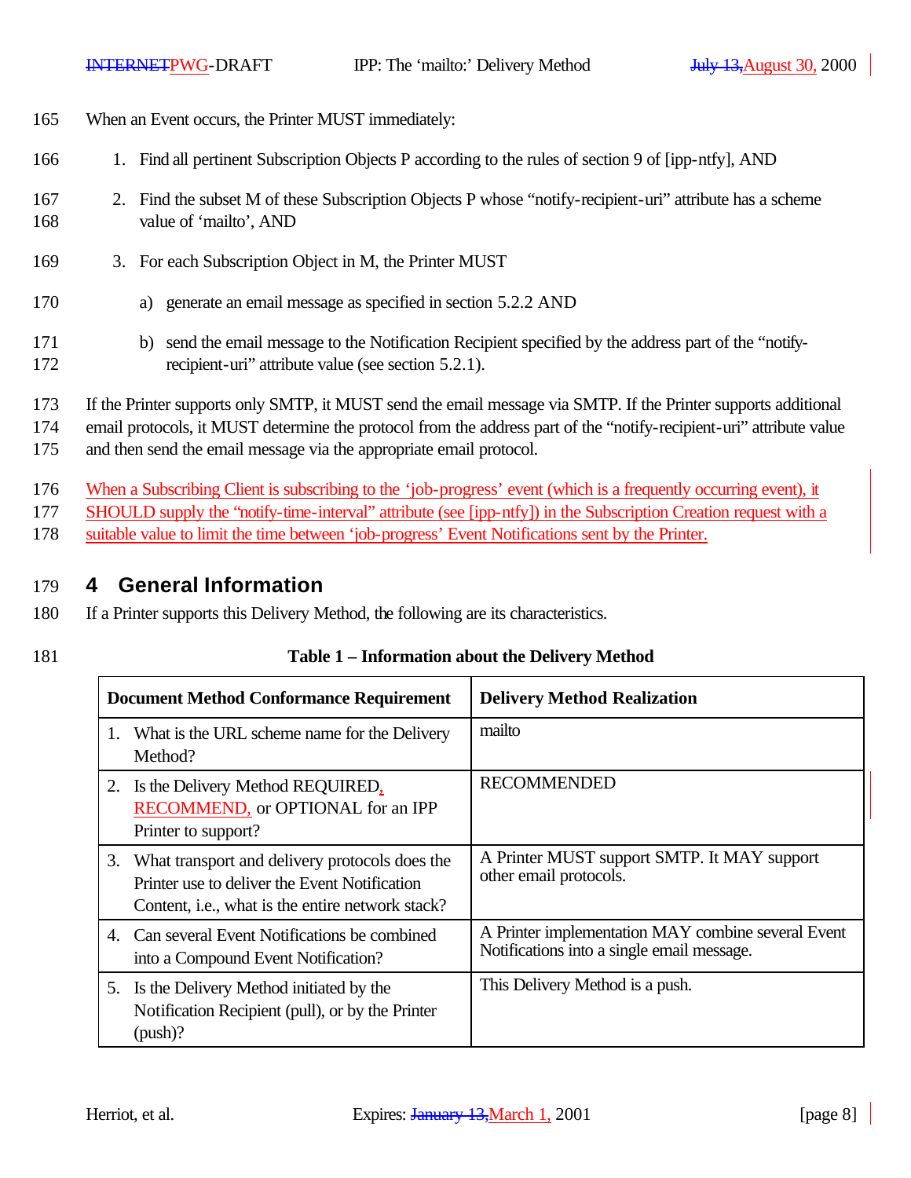When an Event occurs, the Printer MUST immediately:

1. Find all pertinent Subscription Objects P according to the rules of section 9 of [ipp-ntfy], AND
2. Find the subset M of these Subscription Objects P whose "notify-recipient-uri" attribute has a scheme value of 'mailto', AND
3. For each Subscription Object in M, the Printer MUST
   a) generate an email message as specified in section 5.2.2 AND
   b) send the email message to the Notification Recipient specified by the address part of the "notify-recipient-uri" attribute value (see section 5.2.1).

If the Printer supports only SMTP, it MUST send the email message via SMTP. If the Printer supports additional email protocols, it MUST determine the protocol from the address part of the "notify-recipient-uri" attribute value and then send the email message via the appropriate email protocol.

When a Subscribing Client is subscribing to the 'job-progress' event (which is a frequently occurring event), it SHOULD supply the "notify-time-interval" attribute (see [ipp-ntfy]) in the Subscription Creation request with a suitable value to limit the time between 'job-progress' Event Notifications sent by the Printer.

# 4 General Information

If a Printer supports this Delivery Method, the following are its characteristics.

**Table 1 – Information about the Delivery Method**

| Document Method Conformance Requirement | Delivery Method Realization |
|---|---|
| 1. What is the URL scheme name for the Delivery Method? | mailto |
| 2. Is the Delivery Method REQUIRED, RECOMMEND, or OPTIONAL for an IPP Printer to support? | RECOMMENDED |
| 3. What transport and delivery protocols does the Printer use to deliver the Event Notification Content, i.e., what is the entire network stack? | A Printer MUST support SMTP. It MAY support other email protocols. |
| 4. Can several Event Notifications be combined into a Compound Event Notification? | A Printer implementation MAY combine several Event Notifications into a single email message. |
| 5. Is the Delivery Method initiated by the Notification Recipient (pull), or by the Printer (push)? | This Delivery Method is a push. |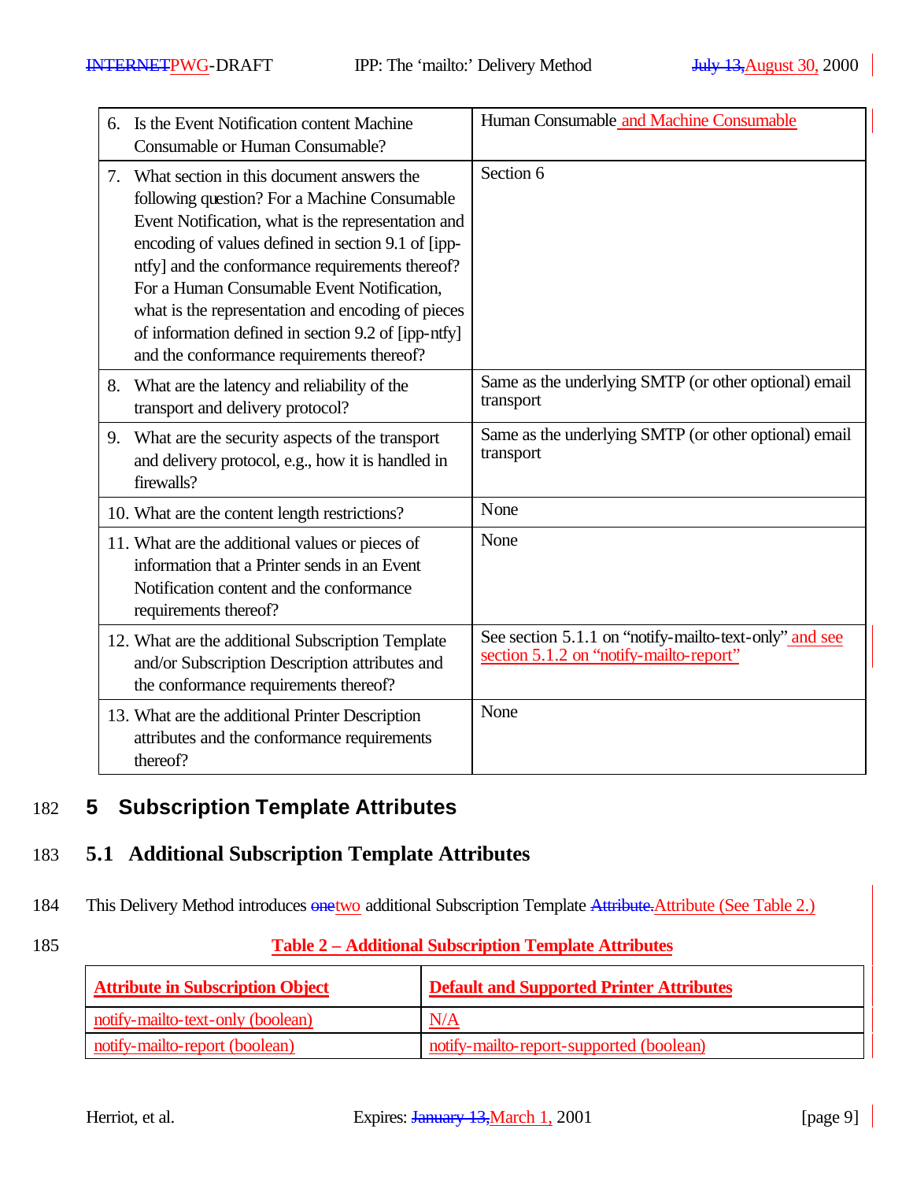| | |
|---|---|
| 6. Is the Event Notification content Machine Consumable or Human Consumable? | Human Consumable and Machine Consumable |
| 7. What section in this document answers the following question? For a Machine Consumable Event Notification, what is the representation and encoding of values defined in section 9.1 of [ipp-ntfy] and the conformance requirements thereof? For a Human Consumable Event Notification, what is the representation and encoding of pieces of information defined in section 9.2 of [ipp-ntfy] and the conformance requirements thereof? | Section 6 |
| 8. What are the latency and reliability of the transport and delivery protocol? | Same as the underlying SMTP (or other optional) email transport |
| 9. What are the security aspects of the transport and delivery protocol, e.g., how it is handled in firewalls? | Same as the underlying SMTP (or other optional) email transport |
| 10. What are the content length restrictions? | None |
| 11. What are the additional values or pieces of information that a Printer sends in an Event Notification content and the conformance requirements thereof? | None |
| 12. What are the additional Subscription Template and/or Subscription Description attributes and the conformance requirements thereof? | See section 5.1.1 on "notify-mailto-text-only" and see section 5.1.2 on "notify-mailto-report" |
| 13. What are the additional Printer Description attributes and the conformance requirements thereof? | None |

# 5 Subscription Template Attributes

## 5.1 Additional Subscription Template Attributes

This Delivery Method introduces ~~one~~two additional Subscription Template ~~Attribute.~~Attribute (See Table 2.)

**Table 2 – Additional Subscription Template Attributes**

| Attribute in Subscription Object | Default and Supported Printer Attributes |
|---|---|
| notify-mailto-text-only (boolean) | N/A |
| notify-mailto-report (boolean) | notify-mailto-report-supported (boolean) |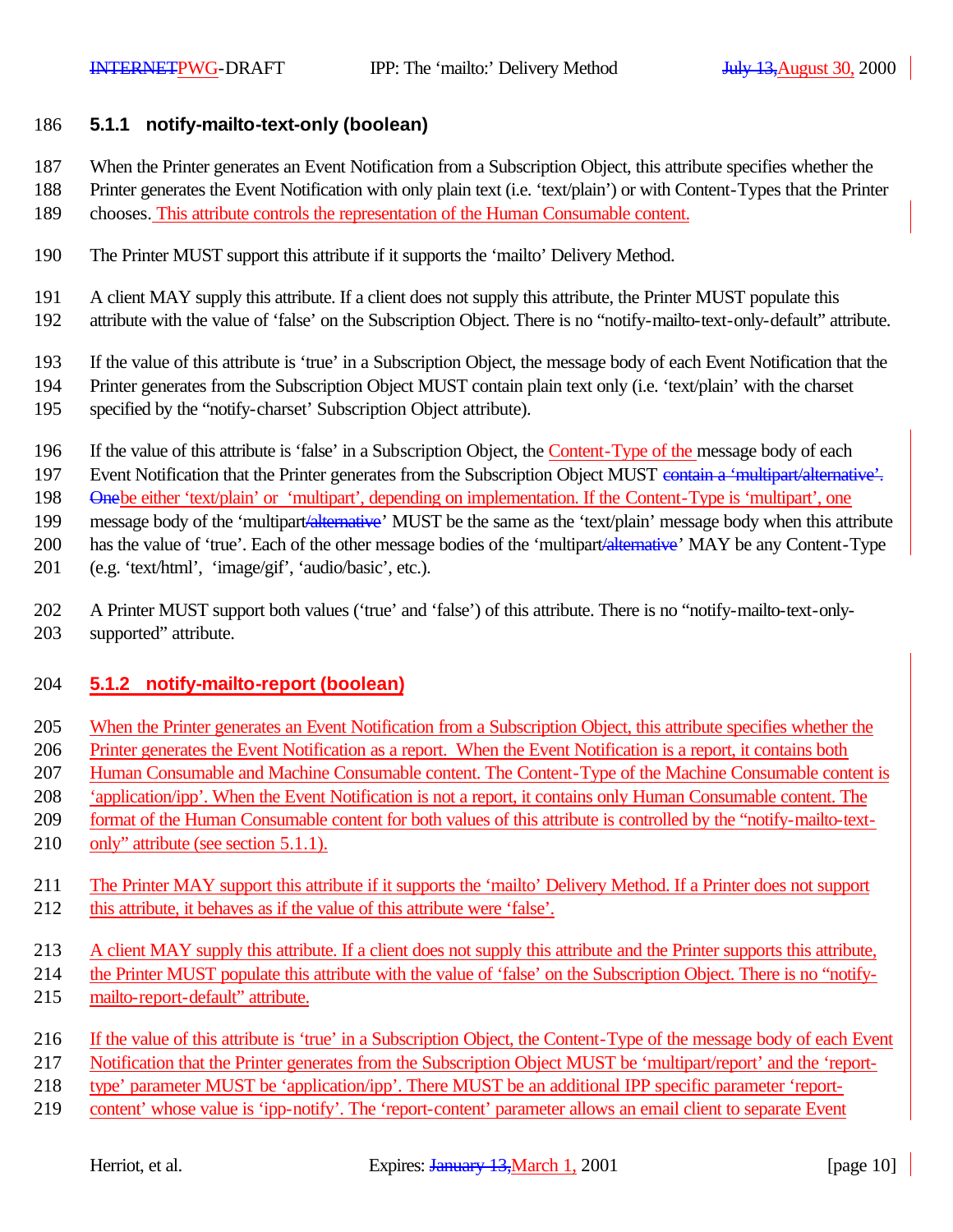### 5.1.1 notify-mailto-text-only (boolean)

When the Printer generates an Event Notification from a Subscription Object, this attribute specifies whether the Printer generates the Event Notification with only plain text (i.e. 'text/plain') or with Content-Types that the Printer chooses. This attribute controls the representation of the Human Consumable content.

The Printer MUST support this attribute if it supports the 'mailto' Delivery Method.

A client MAY supply this attribute. If a client does not supply this attribute, the Printer MUST populate this attribute with the value of 'false' on the Subscription Object. There is no "notify-mailto-text-only-default" attribute.

If the value of this attribute is 'true' in a Subscription Object, the message body of each Event Notification that the Printer generates from the Subscription Object MUST contain plain text only (i.e. 'text/plain' with the charset specified by the "notify-charset' Subscription Object attribute).

If the value of this attribute is 'false' in a Subscription Object, the Content-Type of the message body of each Event Notification that the Printer generates from the Subscription Object MUST ~~contain a 'multipart/alternative'. One~~be either 'text/plain' or 'multipart', depending on implementation. If the Content-Type is 'multipart', one message body of the 'multipart~~/alternative~~' MUST be the same as the 'text/plain' message body when this attribute has the value of 'true'. Each of the other message bodies of the 'multipart~~/alternative~~' MAY be any Content-Type (e.g. 'text/html', 'image/gif', 'audio/basic', etc.).

A Printer MUST support both values ('true' and 'false') of this attribute. There is no "notify-mailto-text-only-supported" attribute.

### 5.1.2 notify-mailto-report (boolean)

When the Printer generates an Event Notification from a Subscription Object, this attribute specifies whether the Printer generates the Event Notification as a report. When the Event Notification is a report, it contains both Human Consumable and Machine Consumable content. The Content-Type of the Machine Consumable content is 'application/ipp'. When the Event Notification is not a report, it contains only Human Consumable content. The format of the Human Consumable content for both values of this attribute is controlled by the "notify-mailto-text-only" attribute (see section 5.1.1).

The Printer MAY support this attribute if it supports the 'mailto' Delivery Method. If a Printer does not support this attribute, it behaves as if the value of this attribute were 'false'.

A client MAY supply this attribute. If a client does not supply this attribute and the Printer supports this attribute, the Printer MUST populate this attribute with the value of 'false' on the Subscription Object. There is no "notify-mailto-report-default" attribute.

If the value of this attribute is 'true' in a Subscription Object, the Content-Type of the message body of each Event Notification that the Printer generates from the Subscription Object MUST be 'multipart/report' and the 'report-type' parameter MUST be 'application/ipp'. There MUST be an additional IPP specific parameter 'report-content' whose value is 'ipp-notify'. The 'report-content' parameter allows an email client to separate Event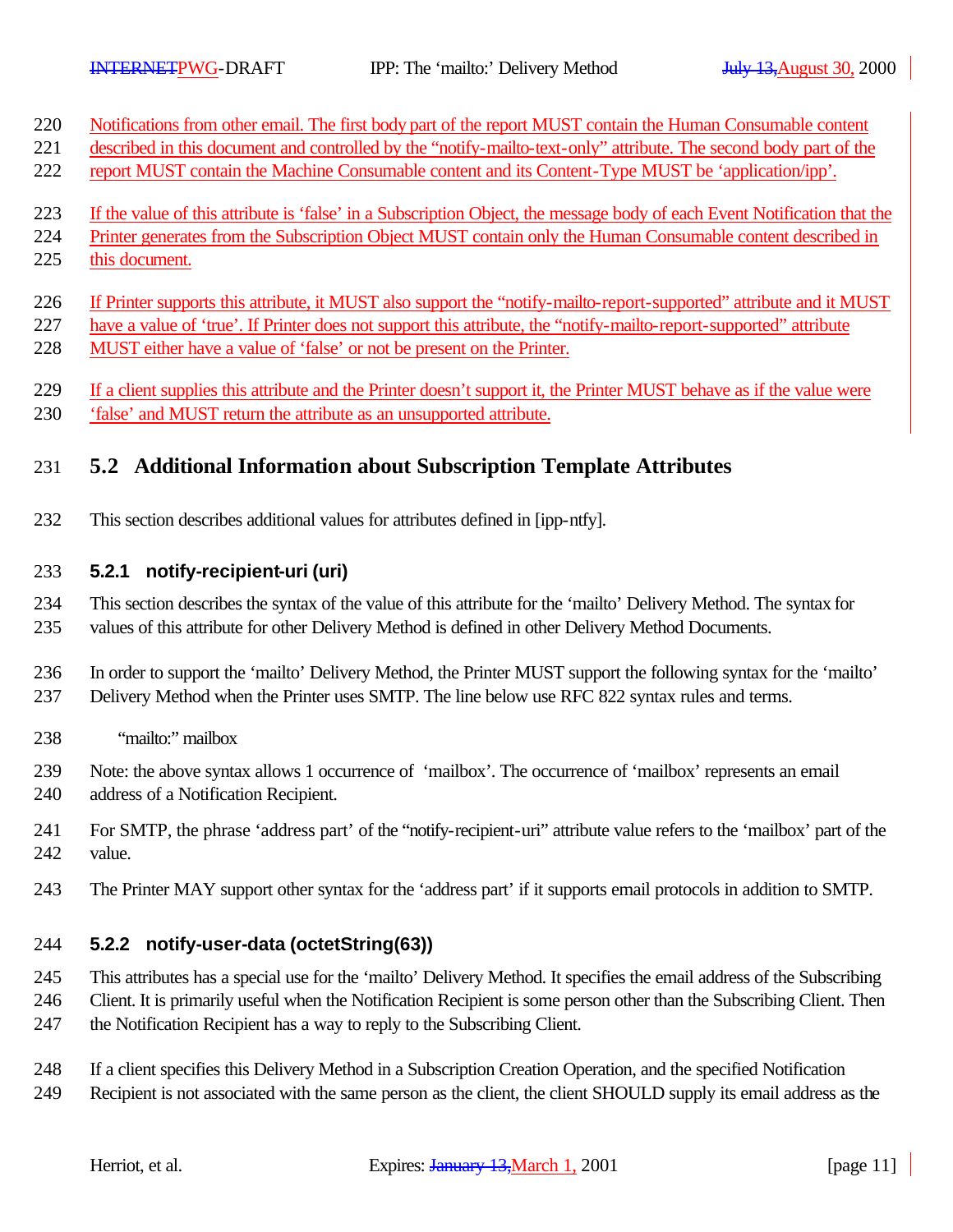Notifications from other email. The first body part of the report MUST contain the Human Consumable content described in this document and controlled by the "notify-mailto-text-only" attribute. The second body part of the report MUST contain the Machine Consumable content and its Content-Type MUST be 'application/ipp'.

If the value of this attribute is 'false' in a Subscription Object, the message body of each Event Notification that the Printer generates from the Subscription Object MUST contain only the Human Consumable content described in this document.

If Printer supports this attribute, it MUST also support the "notify-mailto-report-supported" attribute and it MUST have a value of 'true'. If Printer does not support this attribute, the "notify-mailto-report-supported" attribute MUST either have a value of 'false' or not be present on the Printer.

If a client supplies this attribute and the Printer doesn't support it, the Printer MUST behave as if the value were 'false' and MUST return the attribute as an unsupported attribute.

## 5.2 Additional Information about Subscription Template Attributes

This section describes additional values for attributes defined in [ipp-ntfy].

### 5.2.1 notify-recipient-uri (uri)

This section describes the syntax of the value of this attribute for the 'mailto' Delivery Method. The syntax for values of this attribute for other Delivery Method is defined in other Delivery Method Documents.

In order to support the 'mailto' Delivery Method, the Printer MUST support the following syntax for the 'mailto' Delivery Method when the Printer uses SMTP. The line below use RFC 822 syntax rules and terms.

```
"mailto:" mailbox
```

Note: the above syntax allows 1 occurrence of 'mailbox'. The occurrence of 'mailbox' represents an email address of a Notification Recipient.

For SMTP, the phrase 'address part' of the "notify-recipient-uri" attribute value refers to the 'mailbox' part of the value.

The Printer MAY support other syntax for the 'address part' if it supports email protocols in addition to SMTP.

### 5.2.2 notify-user-data (octetString(63))

This attributes has a special use for the 'mailto' Delivery Method. It specifies the email address of the Subscribing Client. It is primarily useful when the Notification Recipient is some person other than the Subscribing Client. Then the Notification Recipient has a way to reply to the Subscribing Client.

If a client specifies this Delivery Method in a Subscription Creation Operation, and the specified Notification Recipient is not associated with the same person as the client, the client SHOULD supply its email address as the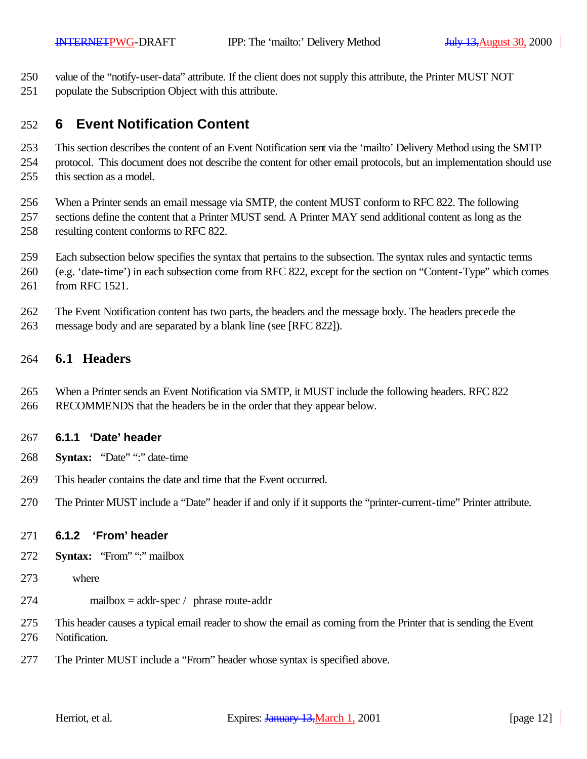value of the “notify-user-data” attribute. If the client does not supply this attribute, the Printer MUST NOT populate the Subscription Object with this attribute.

# 6 Event Notification Content

This section describes the content of an Event Notification sent via the ‘mailto’ Delivery Method using the SMTP protocol. This document does not describe the content for other email protocols, but an implementation should use this section as a model.

When a Printer sends an email message via SMTP, the content MUST conform to RFC 822. The following sections define the content that a Printer MUST send. A Printer MAY send additional content as long as the resulting content conforms to RFC 822.

Each subsection below specifies the syntax that pertains to the subsection. The syntax rules and syntactic terms (e.g. ‘date-time’) in each subsection come from RFC 822, except for the section on “Content-Type” which comes from RFC 1521.

The Event Notification content has two parts, the headers and the message body. The headers precede the message body and are separated by a blank line (see [RFC 822]).

## 6.1 Headers

When a Printer sends an Event Notification via SMTP, it MUST include the following headers. RFC 822 RECOMMENDS that the headers be in the order that they appear below.

### 6.1.1 ‘Date’ header

**Syntax:** “Date” “:” date-time

This header contains the date and time that the Event occurred.

The Printer MUST include a “Date” header if and only if it supports the “printer-current-time” Printer attribute.

### 6.1.2 ‘From’ header

**Syntax:** “From” “:” mailbox

where

mailbox = addr-spec / phrase route-addr

This header causes a typical email reader to show the email as coming from the Printer that is sending the Event Notification.

The Printer MUST include a “From” header whose syntax is specified above.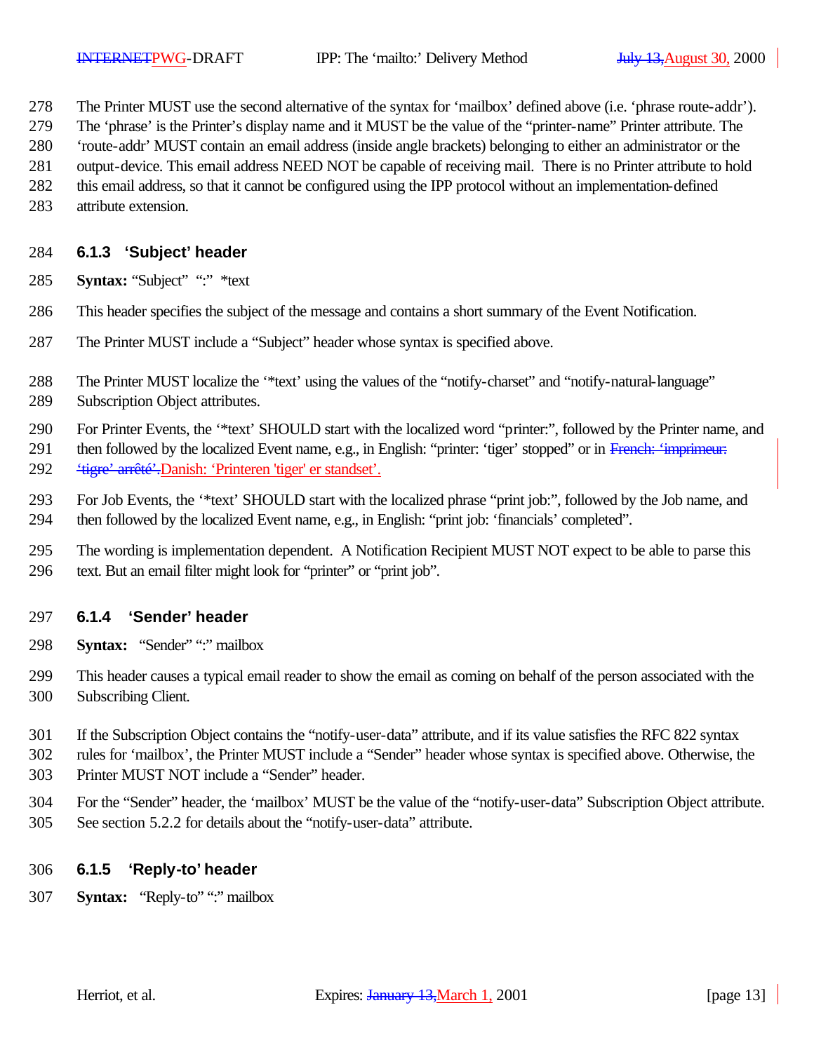The Printer MUST use the second alternative of the syntax for ‘mailbox’ defined above (i.e. ‘phrase route-addr’). The ‘phrase’ is the Printer’s display name and it MUST be the value of the “printer-name” Printer attribute. The ‘route-addr’ MUST contain an email address (inside angle brackets) belonging to either an administrator or the output-device. This email address NEED NOT be capable of receiving mail. There is no Printer attribute to hold this email address, so that it cannot be configured using the IPP protocol without an implementation-defined attribute extension.

### 6.1.3 ‘Subject’ header

**Syntax:** “Subject” “:” *text

This header specifies the subject of the message and contains a short summary of the Event Notification.

The Printer MUST include a “Subject” header whose syntax is specified above.

The Printer MUST localize the ‘*text’ using the values of the “notify-charset” and “notify-natural-language” Subscription Object attributes.

For Printer Events, the ‘*text’ SHOULD start with the localized word “printer:”, followed by the Printer name, and then followed by the localized Event name, e.g., in English: “printer: ‘tiger’ stopped” or in ~~French: ‘imprimeur: ‘tigre’ arrêté’.~~Danish: ‘Printeren 'tiger' er standset’.

For Job Events, the ‘*text’ SHOULD start with the localized phrase “print job:”, followed by the Job name, and then followed by the localized Event name, e.g., in English: “print job: ‘financials’ completed”.

The wording is implementation dependent. A Notification Recipient MUST NOT expect to be able to parse this text. But an email filter might look for “printer” or “print job”.

### 6.1.4 ‘Sender’ header

**Syntax:** “Sender” “:” mailbox

This header causes a typical email reader to show the email as coming on behalf of the person associated with the Subscribing Client.

If the Subscription Object contains the “notify-user-data” attribute, and if its value satisfies the RFC 822 syntax rules for ‘mailbox’, the Printer MUST include a “Sender” header whose syntax is specified above. Otherwise, the Printer MUST NOT include a “Sender” header.

For the “Sender” header, the ‘mailbox’ MUST be the value of the “notify-user-data” Subscription Object attribute. See section 5.2.2 for details about the “notify-user-data” attribute.

### 6.1.5 ‘Reply-to’ header

**Syntax:** “Reply-to” “:” mailbox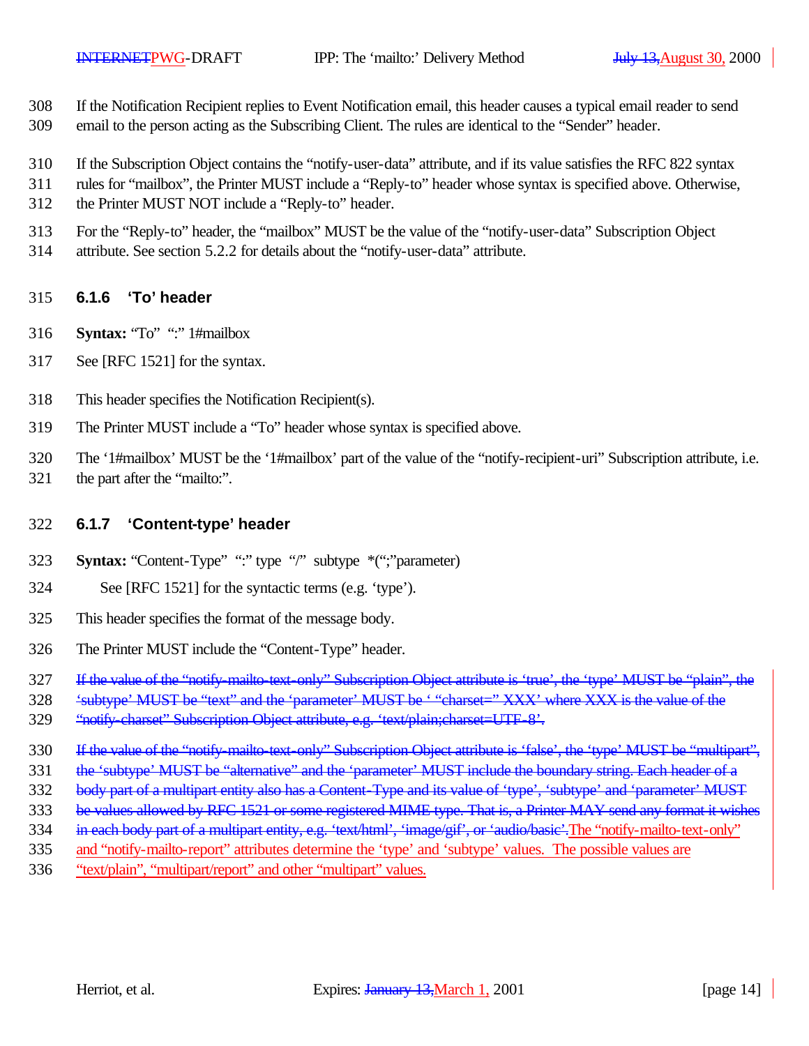If the Notification Recipient replies to Event Notification email, this header causes a typical email reader to send email to the person acting as the Subscribing Client. The rules are identical to the "Sender" header.

If the Subscription Object contains the "notify-user-data" attribute, and if its value satisfies the RFC 822 syntax rules for "mailbox", the Printer MUST include a "Reply-to" header whose syntax is specified above. Otherwise, the Printer MUST NOT include a "Reply-to" header.

For the "Reply-to" header, the "mailbox" MUST be the value of the "notify-user-data" Subscription Object attribute. See section 5.2.2 for details about the "notify-user-data" attribute.

### 6.1.6 'To' header

**Syntax:** "To" ":" 1#mailbox

See [RFC 1521] for the syntax.

This header specifies the Notification Recipient(s).

The Printer MUST include a "To" header whose syntax is specified above.

The '1#mailbox' MUST be the '1#mailbox' part of the value of the "notify-recipient-uri" Subscription attribute, i.e. the part after the "mailto:".

### 6.1.7 'Content-type' header

**Syntax:** "Content-Type" ":" type "/" subtype *(";"parameter)

See [RFC 1521] for the syntactic terms (e.g. 'type').

This header specifies the format of the message body.

The Printer MUST include the "Content-Type" header.

~~If the value of the "notify-mailto-text-only" Subscription Object attribute is 'true', the 'type' MUST be "plain", the 'subtype' MUST be "text" and the 'parameter' MUST be ' "charset=" XXX' where XXX is the value of the "notify-charset" Subscription Object attribute, e.g. 'text/plain;charset=UTF-8'.~~

~~If the value of the "notify-mailto-text-only" Subscription Object attribute is 'false', the 'type' MUST be "multipart", the 'subtype' MUST be "alternative" and the 'parameter' MUST include the boundary string. Each header of a body part of a multipart entity also has a Content-Type and its value of 'type', 'subtype' and 'parameter' MUST be values allowed by RFC 1521 or some registered MIME type. That is, a Printer MAY send any format it wishes in each body part of a multipart entity, e.g. 'text/html', 'image/gif', or 'audio/basic'.~~The "notify-mailto-text-only" and "notify-mailto-report" attributes determine the 'type' and 'subtype' values. The possible values are "text/plain", "multipart/report" and other "multipart" values.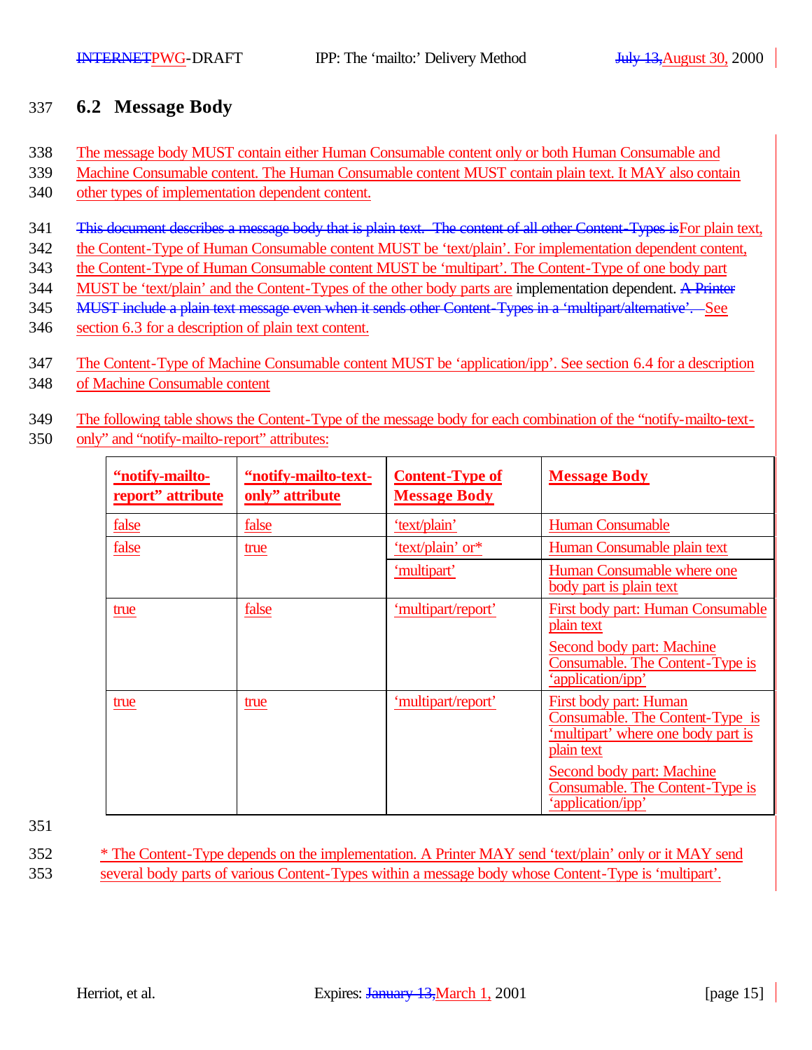## 6.2 Message Body

The message body MUST contain either Human Consumable content only or both Human Consumable and Machine Consumable content. The Human Consumable content MUST contain plain text. It MAY also contain other types of implementation dependent content.

~~This document describes a message body that is plain text. The content of all other Content-Types is~~For plain text, the Content-Type of Human Consumable content MUST be 'text/plain'. For implementation dependent content, the Content-Type of Human Consumable content MUST be 'multipart'. The Content-Type of one body part MUST be 'text/plain' and the Content-Types of the other body parts are implementation dependent. ~~A Printer MUST include a plain text message even when it sends other Content-Types in a 'multipart/alternative'.~~ See section 6.3 for a description of plain text content.

The Content-Type of Machine Consumable content MUST be 'application/ipp'. See section 6.4 for a description of Machine Consumable content

The following table shows the Content-Type of the message body for each combination of the "notify-mailto-text-only" and "notify-mailto-report" attributes:

| **"notify-mailto-report" attribute** | **"notify-mailto-text-only" attribute** | **Content-Type of Message Body** | **Message Body** |
|---|---|---|---|
| false | false | 'text/plain' | Human Consumable |
| false | true | 'text/plain' or* | Human Consumable plain text |
| | | 'multipart' | Human Consumable where one body part is plain text |
| true | false | 'multipart/report' | First body part: Human Consumable plain text<br>Second body part: Machine Consumable. The Content-Type is 'application/ipp' |
| true | true | 'multipart/report' | First body part: Human Consumable. The Content-Type is 'multipart' where one body part is plain text<br>Second body part: Machine Consumable. The Content-Type is 'application/ipp' |

\* The Content-Type depends on the implementation. A Printer MAY send 'text/plain' only or it MAY send several body parts of various Content-Types within a message body whose Content-Type is 'multipart'.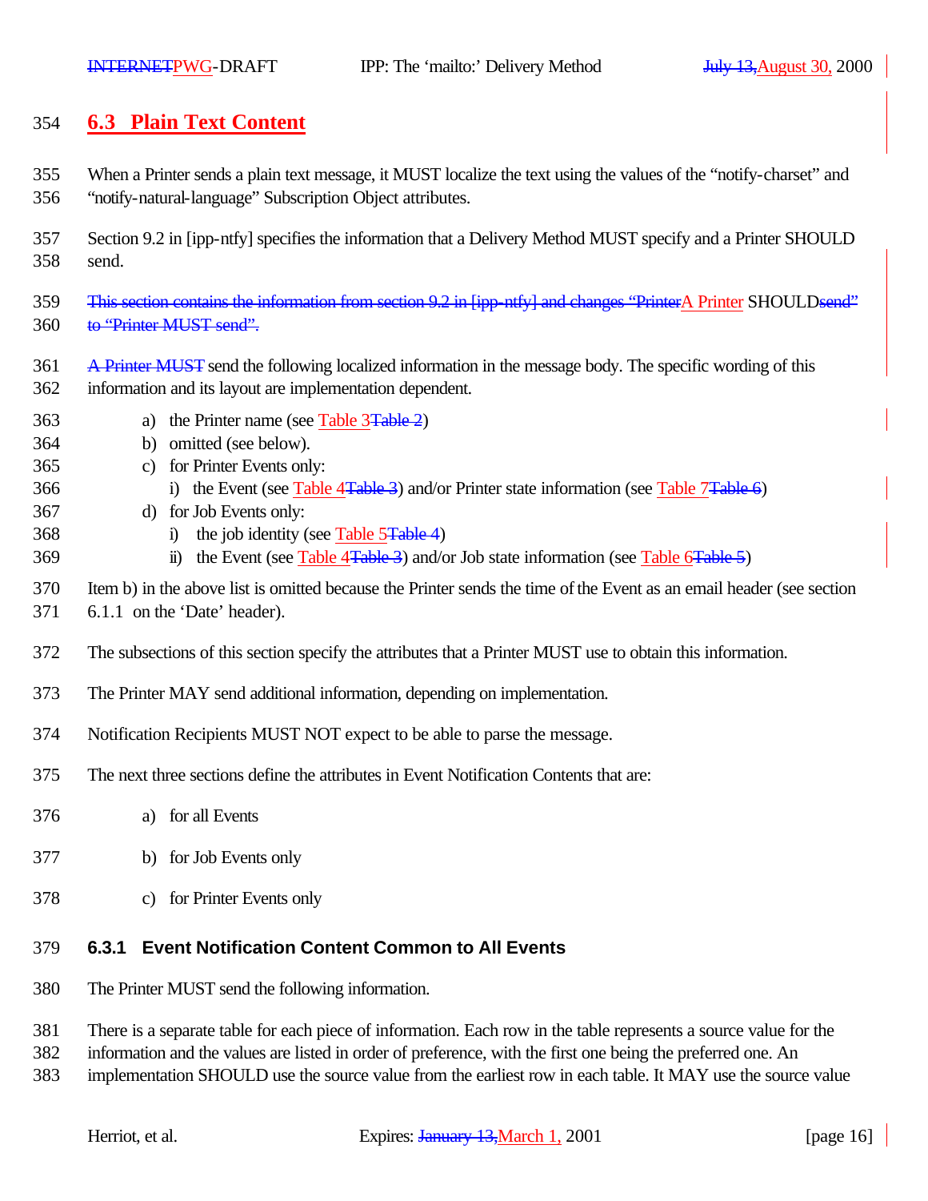## 6.3 Plain Text Content

When a Printer sends a plain text message, it MUST localize the text using the values of the "notify-charset" and "notify-natural-language" Subscription Object attributes.

Section 9.2 in [ipp-ntfy] specifies the information that a Delivery Method MUST specify and a Printer SHOULD send.

~~This section contains the information from section 9.2 in [ipp-ntfy] and changes "Printer~~A Printer SHOULD~~send" to "Printer MUST send".~~

~~A Printer MUST~~ send the following localized information in the message body. The specific wording of this information and its layout are implementation dependent.

a) the Printer name (see Table 3~~Table 2~~)
b) omitted (see below).
c) for Printer Events only:
   i) the Event (see Table 4~~Table 3~~) and/or Printer state information (see Table 7~~Table 6~~)
d) for Job Events only:
   i) the job identity (see Table 5~~Table 4~~)
   ii) the Event (see Table 4~~Table 3~~) and/or Job state information (see Table 6~~Table 5~~)

Item b) in the above list is omitted because the Printer sends the time of the Event as an email header (see section 6.1.1 on the 'Date' header).

The subsections of this section specify the attributes that a Printer MUST use to obtain this information.

The Printer MAY send additional information, depending on implementation.

Notification Recipients MUST NOT expect to be able to parse the message.

The next three sections define the attributes in Event Notification Contents that are:

a) for all Events

b) for Job Events only

c) for Printer Events only

### 6.3.1 Event Notification Content Common to All Events

The Printer MUST send the following information.

There is a separate table for each piece of information. Each row in the table represents a source value for the information and the values are listed in order of preference, with the first one being the preferred one. An implementation SHOULD use the source value from the earliest row in each table. It MAY use the source value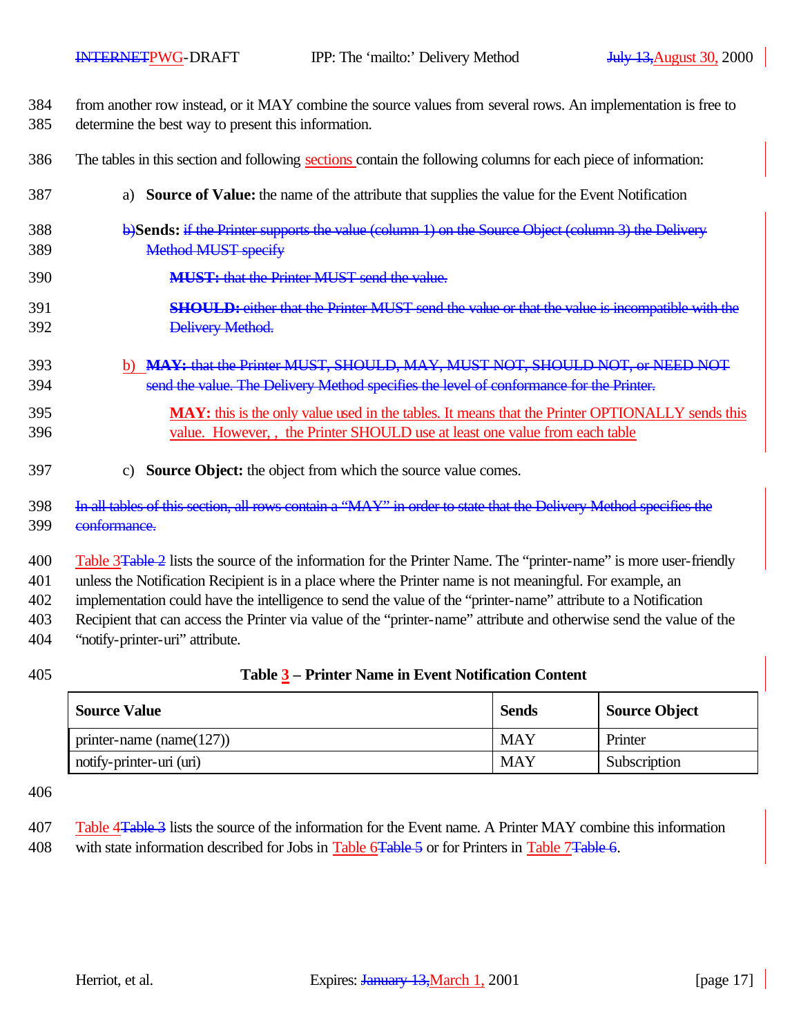from another row instead, or it MAY combine the source values from several rows. An implementation is free to determine the best way to present this information.

The tables in this section and following sections contain the following columns for each piece of information:

a) **Source of Value:** the name of the attribute that supplies the value for the Event Notification

b)**Sends:** ~~if the Printer supports the value (column 1) on the Source Object (column 3) the Delivery Method MUST specify~~

~~**MUST:** that the Printer MUST send the value.~~

~~**SHOULD:** either that the Printer MUST send the value or that the value is incompatible with the Delivery Method.~~

b) ~~**MAY:** that the Printer MUST, SHOULD, MAY, MUST NOT, SHOULD NOT, or NEED NOT send the value. The Delivery Method specifies the level of conformance for the Printer.~~

**MAY:** this is the only value used in the tables. It means that the Printer OPTIONALLY sends this value. However, , the Printer SHOULD use at least one value from each table

c) **Source Object:** the object from which the source value comes.

~~In all tables of this section, all rows contain a "MAY" in order to state that the Delivery Method specifies the conformance.~~

Table 3~~Table 2~~ lists the source of the information for the Printer Name. The "printer-name" is more user-friendly unless the Notification Recipient is in a place where the Printer name is not meaningful. For example, an implementation could have the intelligence to send the value of the "printer-name" attribute to a Notification Recipient that can access the Printer via value of the "printer-name" attribute and otherwise send the value of the "notify-printer-uri" attribute.

**Table 3 – Printer Name in Event Notification Content**

| Source Value | Sends | Source Object |
|---|---|---|
| printer-name (name(127)) | MAY | Printer |
| notify-printer-uri (uri) | MAY | Subscription |

Table 4~~Table 3~~ lists the source of the information for the Event name. A Printer MAY combine this information with state information described for Jobs in Table 6~~Table 5~~ or for Printers in Table 7~~Table 6~~.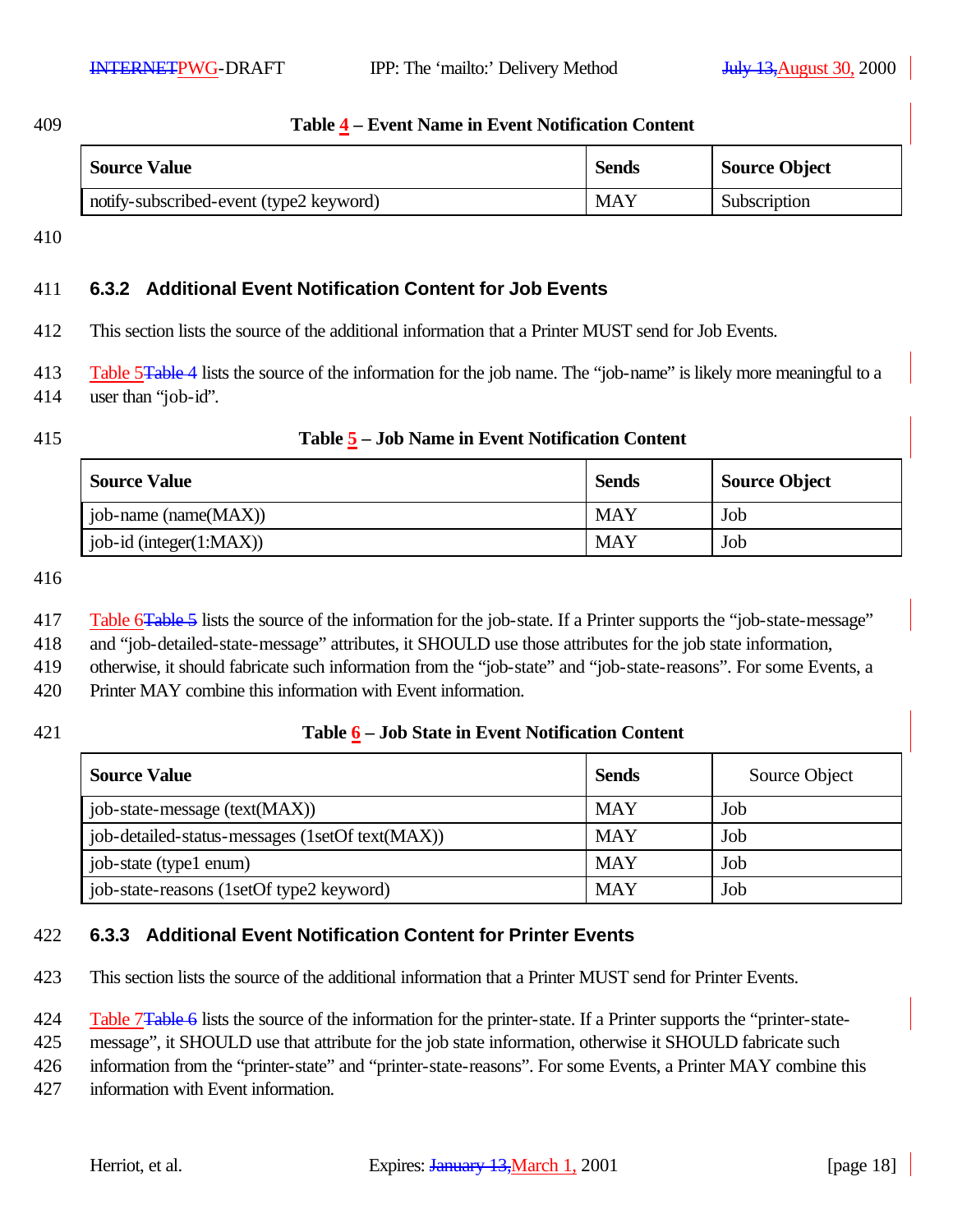**Table 4 – Event Name in Event Notification Content**

| Source Value | Sends | Source Object |
|---|---|---|
| notify-subscribed-event (type2 keyword) | MAY | Subscription |

### 6.3.2 Additional Event Notification Content for Job Events

This section lists the source of the additional information that a Printer MUST send for Job Events.

Table 5~~Table 4~~ lists the source of the information for the job name. The "job-name" is likely more meaningful to a user than "job-id".

**Table 5 – Job Name in Event Notification Content**

| Source Value | Sends | Source Object |
|---|---|---|
| job-name (name(MAX)) | MAY | Job |
| job-id (integer(1:MAX)) | MAY | Job |

Table 6~~Table 5~~ lists the source of the information for the job-state. If a Printer supports the "job-state-message" and "job-detailed-state-message" attributes, it SHOULD use those attributes for the job state information, otherwise, it should fabricate such information from the "job-state" and "job-state-reasons". For some Events, a Printer MAY combine this information with Event information.

**Table 6 – Job State in Event Notification Content**

| Source Value | Sends | Source Object |
|---|---|---|
| job-state-message (text(MAX)) | MAY | Job |
| job-detailed-status-messages (1setOf text(MAX)) | MAY | Job |
| job-state (type1 enum) | MAY | Job |
| job-state-reasons (1setOf type2 keyword) | MAY | Job |

### 6.3.3 Additional Event Notification Content for Printer Events

This section lists the source of the additional information that a Printer MUST send for Printer Events.

Table 7~~Table 6~~ lists the source of the information for the printer-state. If a Printer supports the "printer-state-message", it SHOULD use that attribute for the job state information, otherwise it SHOULD fabricate such information from the "printer-state" and "printer-state-reasons". For some Events, a Printer MAY combine this information with Event information.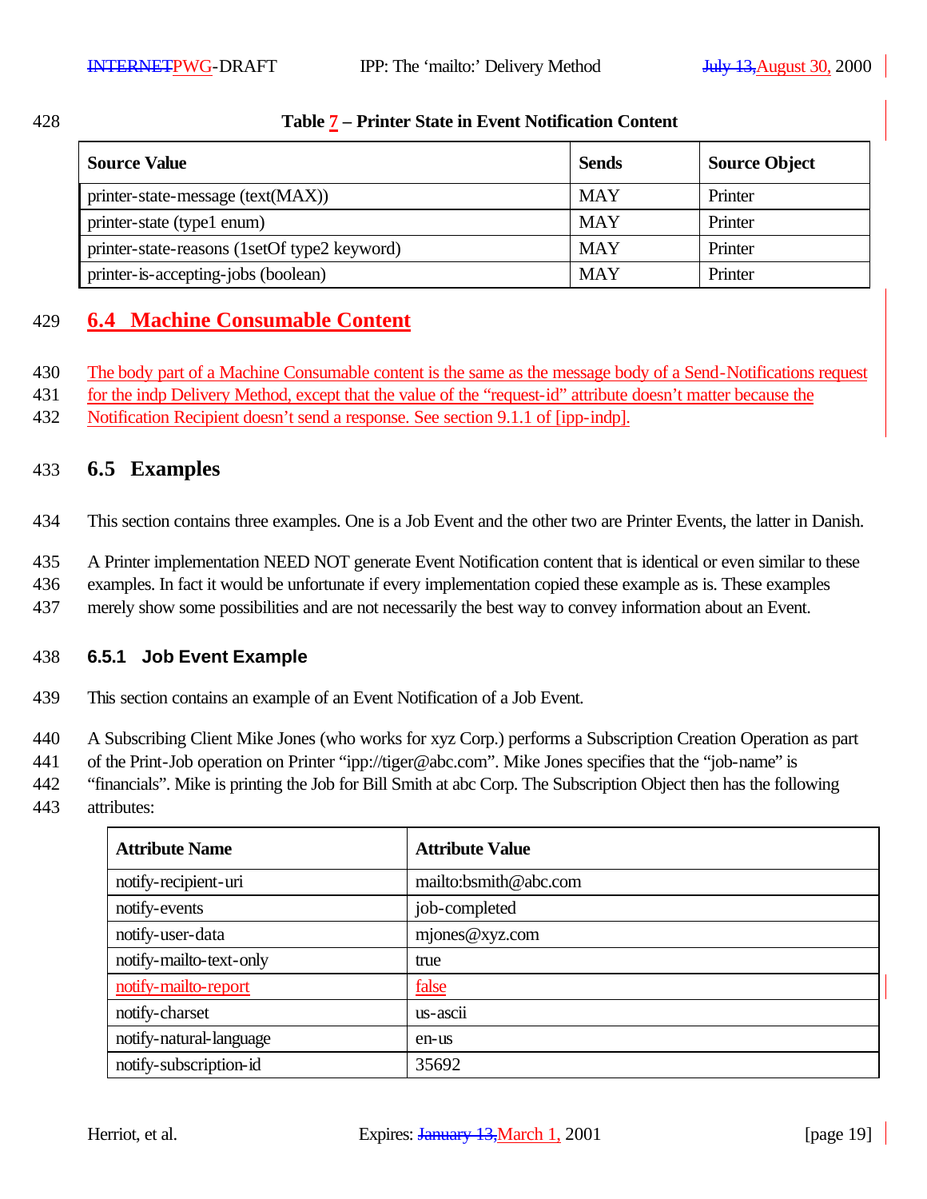Table 7 – Printer State in Event Notification Content

| Source Value | Sends | Source Object |
|---|---|---|
| printer-state-message (text(MAX)) | MAY | Printer |
| printer-state (type1 enum) | MAY | Printer |
| printer-state-reasons (1setOf type2 keyword) | MAY | Printer |
| printer-is-accepting-jobs (boolean) | MAY | Printer |

## 6.4 Machine Consumable Content

The body part of a Machine Consumable content is the same as the message body of a Send-Notifications request for the indp Delivery Method, except that the value of the "request-id" attribute doesn't matter because the Notification Recipient doesn't send a response. See section 9.1.1 of [ipp-indp].

## 6.5 Examples

This section contains three examples. One is a Job Event and the other two are Printer Events, the latter in Danish.

A Printer implementation NEED NOT generate Event Notification content that is identical or even similar to these examples. In fact it would be unfortunate if every implementation copied these example as is. These examples merely show some possibilities and are not necessarily the best way to convey information about an Event.

### 6.5.1 Job Event Example

This section contains an example of an Event Notification of a Job Event.

A Subscribing Client Mike Jones (who works for xyz Corp.) performs a Subscription Creation Operation as part of the Print-Job operation on Printer "ipp://tiger@abc.com". Mike Jones specifies that the "job-name" is "financials". Mike is printing the Job for Bill Smith at abc Corp. The Subscription Object then has the following attributes:

| Attribute Name | Attribute Value |
|---|---|
| notify-recipient-uri | mailto:bsmith@abc.com |
| notify-events | job-completed |
| notify-user-data | mjones@xyz.com |
| notify-mailto-text-only | true |
| notify-mailto-report | false |
| notify-charset | us-ascii |
| notify-natural-language | en-us |
| notify-subscription-id | 35692 |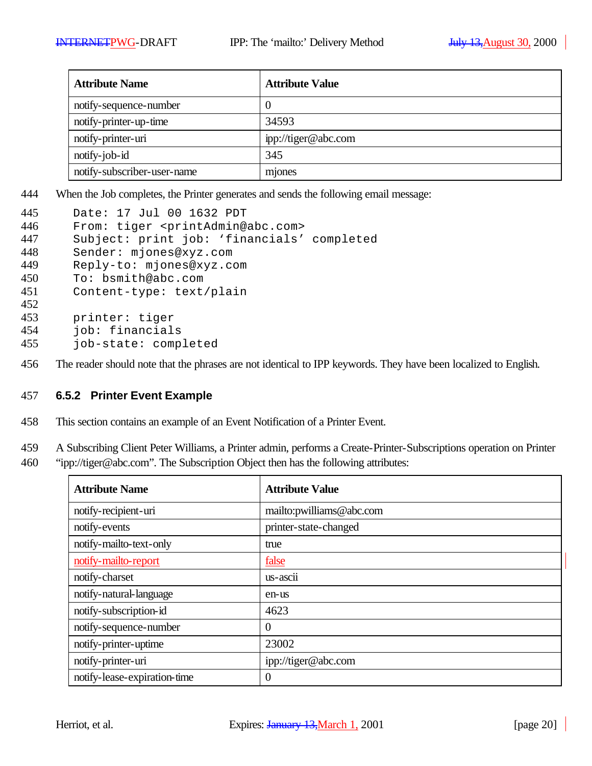| Attribute Name | Attribute Value |
|---|---|
| notify-sequence-number | 0 |
| notify-printer-up-time | 34593 |
| notify-printer-uri | ipp://tiger@abc.com |
| notify-job-id | 345 |
| notify-subscriber-user-name | mjones |

444 When the Job completes, the Printer generates and sends the following email message:

```
445    Date: 17 Jul 00 1632 PDT
446    From: tiger <printAdmin@abc.com>
447    Subject: print job: 'financials' completed
448    Sender: mjones@xyz.com
449    Reply-to: mjones@xyz.com
450    To: bsmith@abc.com
451    Content-type: text/plain
452
453    printer: tiger
454    job: financials
455    job-state: completed
```

456 The reader should note that the phrases are not identical to IPP keywords. They have been localized to English.

### 457 6.5.2 Printer Event Example

458 This section contains an example of an Event Notification of a Printer Event.

459 A Subscribing Client Peter Williams, a Printer admin, performs a Create-Printer-Subscriptions operation on Printer
460 "ipp://tiger@abc.com". The Subscription Object then has the following attributes:

| Attribute Name | Attribute Value |
|---|---|
| notify-recipient-uri | mailto:pwilliams@abc.com |
| notify-events | printer-state-changed |
| notify-mailto-text-only | true |
| notify-mailto-report | false |
| notify-charset | us-ascii |
| notify-natural-language | en-us |
| notify-subscription-id | 4623 |
| notify-sequence-number | 0 |
| notify-printer-uptime | 23002 |
| notify-printer-uri | ipp://tiger@abc.com |
| notify-lease-expiration-time | 0 |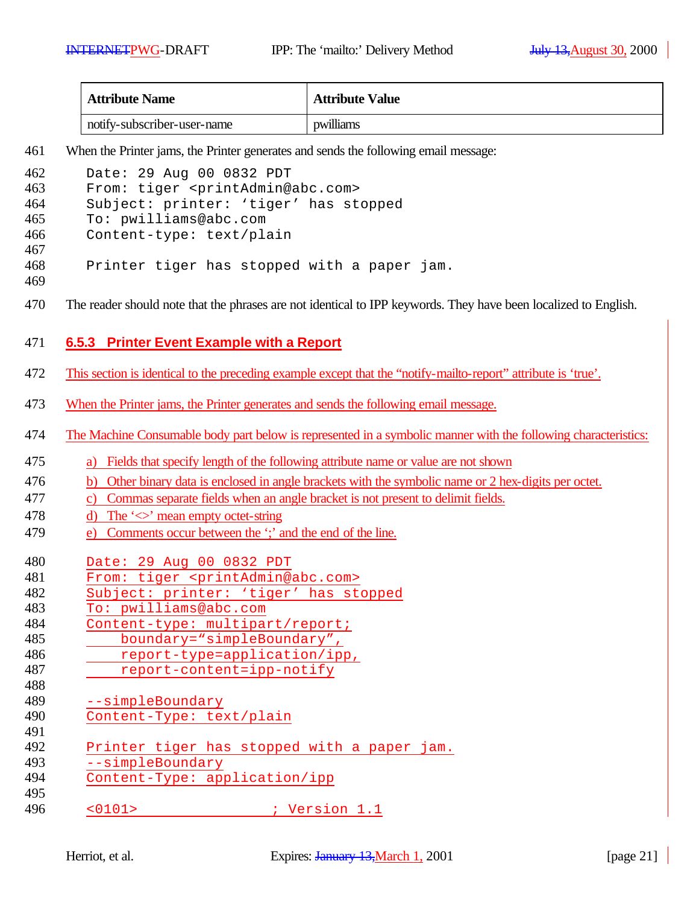| Attribute Name | Attribute Value |
|---|---|
| notify-subscriber-user-name | pwilliams |

When the Printer jams, the Printer generates and sends the following email message:

```
Date: 29 Aug 00 0832 PDT
From: tiger <printAdmin@abc.com>
Subject: printer: 'tiger' has stopped
To: pwilliams@abc.com
Content-type: text/plain

Printer tiger has stopped with a paper jam.
```

The reader should note that the phrases are not identical to IPP keywords. They have been localized to English.

### 6.5.3 Printer Event Example with a Report

This section is identical to the preceding example except that the "notify-mailto-report" attribute is 'true'.

When the Printer jams, the Printer generates and sends the following email message.

The Machine Consumable body part below is represented in a symbolic manner with the following characteristics:

a) Fields that specify length of the following attribute name or value are not shown
b) Other binary data is enclosed in angle brackets with the symbolic name or 2 hex-digits per octet.
c) Commas separate fields when an angle bracket is not present to delimit fields.
d) The '<>' mean empty octet-string
e) Comments occur between the ';' and the end of the line.

```
Date: 29 Aug 00 0832 PDT
From: tiger <printAdmin@abc.com>
Subject: printer: 'tiger' has stopped
To: pwilliams@abc.com
Content-type: multipart/report;
    boundary="simpleBoundary",
    report-type=application/ipp,
    report-content=ipp-notify

--simpleBoundary
Content-Type: text/plain

Printer tiger has stopped with a paper jam.
--simpleBoundary
Content-Type: application/ipp

<0101>                ; Version 1.1
```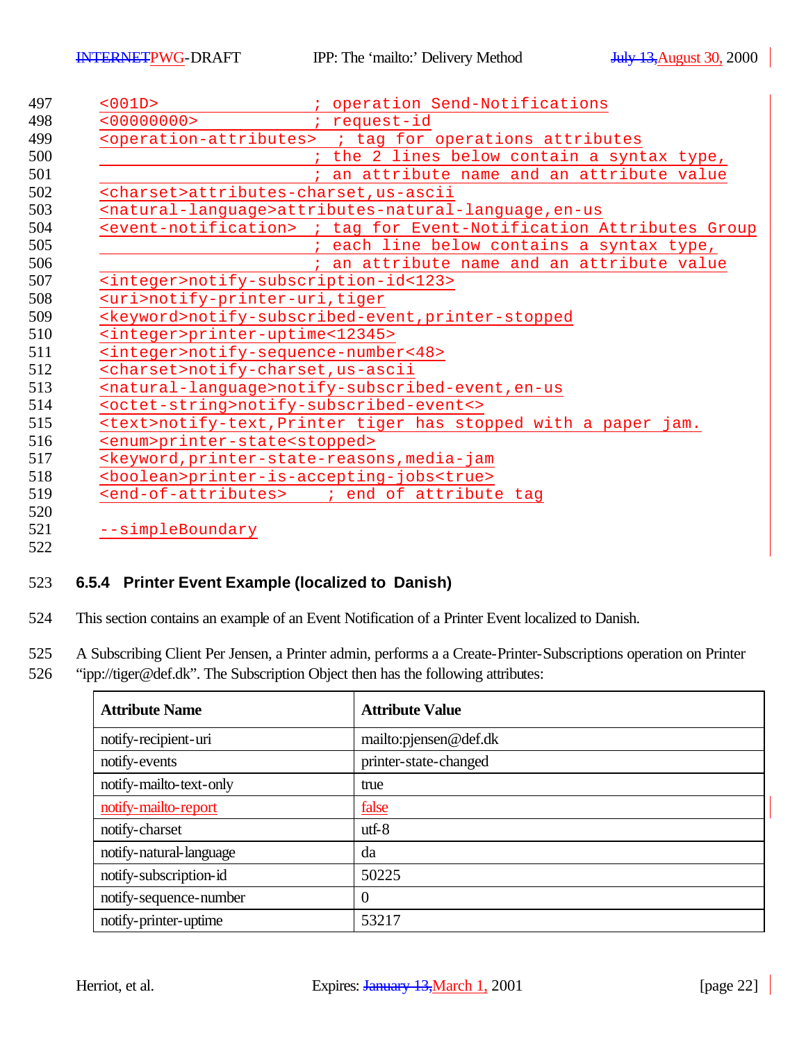```
<001D>                    ; operation Send-Notifications
<00000000>                ; request-id
<operation-attributes>  ; tag for operations attributes
                          ; the 2 lines below contain a syntax type,
                          ; an attribute name and an attribute value
<charset>attributes-charset,us-ascii
<natural-language>attributes-natural-language,en-us
<event-notification>  ; tag for Event-Notification Attributes Group
                          ; each line below contains a syntax type,
                          ; an attribute name and an attribute value
<integer>notify-subscription-id<123>
<uri>notify-printer-uri,tiger
<keyword>notify-subscribed-event,printer-stopped
<integer>printer-uptime<12345>
<integer>notify-sequence-number<48>
<charset>notify-charset,us-ascii
<natural-language>notify-subscribed-event,en-us
<octet-string>notify-subscribed-event<>
<text>notify-text,Printer tiger has stopped with a paper jam.
<enum>printer-state<stopped>
<keyword,printer-state-reasons,media-jam
<boolean>printer-is-accepting-jobs<true>
<end-of-attributes>    ; end of attribute tag

--simpleBoundary
```

### 6.5.4 Printer Event Example (localized to Danish)

This section contains an example of an Event Notification of a Printer Event localized to Danish.

A Subscribing Client Per Jensen, a Printer admin, performs a a Create-Printer-Subscriptions operation on Printer "ipp://tiger@def.dk". The Subscription Object then has the following attributes:

| Attribute Name | Attribute Value |
|---|---|
| notify-recipient-uri | mailto:pjensen@def.dk |
| notify-events | printer-state-changed |
| notify-mailto-text-only | true |
| notify-mailto-report | false |
| notify-charset | utf-8 |
| notify-natural-language | da |
| notify-subscription-id | 50225 |
| notify-sequence-number | 0 |
| notify-printer-uptime | 53217 |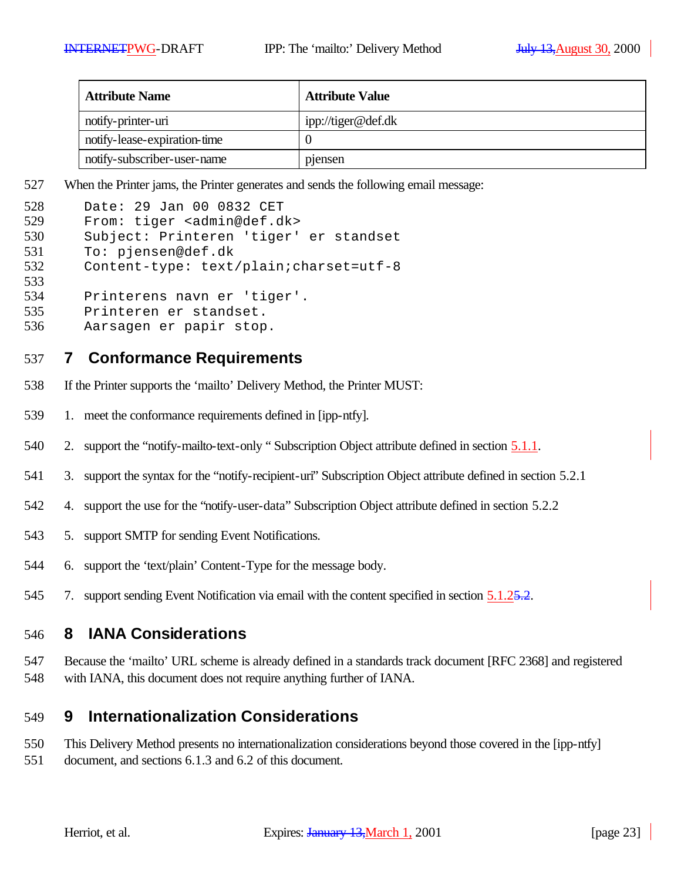| Attribute Name | Attribute Value |
| --- | --- |
| notify-printer-uri | ipp://tiger@def.dk |
| notify-lease-expiration-time | 0 |
| notify-subscriber-user-name | pjensen |

When the Printer jams, the Printer generates and sends the following email message:

```
Date: 29 Jan 00 0832 CET
From: tiger <admin@def.dk>
Subject: Printeren 'tiger' er standset
To: pjensen@def.dk
Content-type: text/plain;charset=utf-8

Printerens navn er 'tiger'.
Printeren er standset.
Aarsagen er papir stop.
```

## 7 Conformance Requirements

If the Printer supports the 'mailto' Delivery Method, the Printer MUST:

1. meet the conformance requirements defined in [ipp-ntfy].
2. support the "notify-mailto-text-only " Subscription Object attribute defined in section 5.1.1.
3. support the syntax for the "notify-recipient-uri" Subscription Object attribute defined in section 5.2.1
4. support the use for the "notify-user-data" Subscription Object attribute defined in section 5.2.2
5. support SMTP for sending Event Notifications.
6. support the 'text/plain' Content-Type for the message body.
7. support sending Event Notification via email with the content specified in section 5.1.25.2.

## 8 IANA Considerations

Because the 'mailto' URL scheme is already defined in a standards track document [RFC 2368] and registered with IANA, this document does not require anything further of IANA.

## 9 Internationalization Considerations

This Delivery Method presents no internationalization considerations beyond those covered in the [ipp-ntfy] document, and sections 6.1.3 and 6.2 of this document.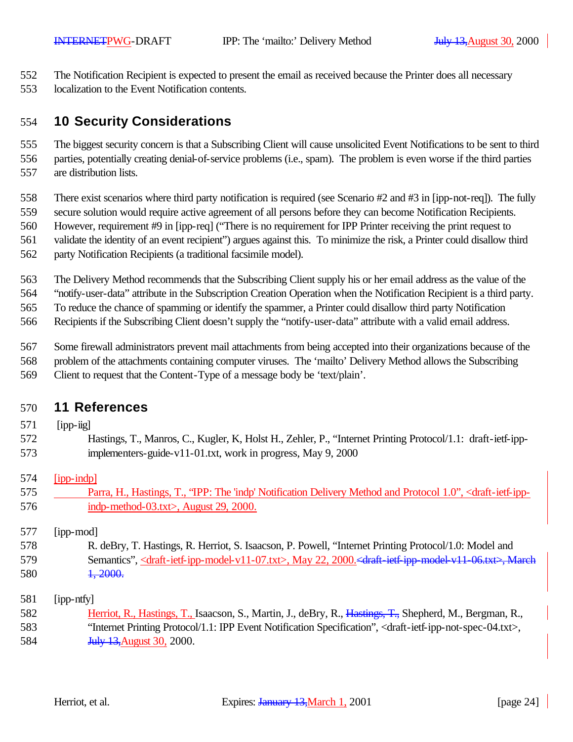The Notification Recipient is expected to present the email as received because the Printer does all necessary localization to the Event Notification contents.

## 10 Security Considerations

The biggest security concern is that a Subscribing Client will cause unsolicited Event Notifications to be sent to third parties, potentially creating denial-of-service problems (i.e., spam). The problem is even worse if the third parties are distribution lists.

There exist scenarios where third party notification is required (see Scenario #2 and #3 in [ipp-not-req]). The fully secure solution would require active agreement of all persons before they can become Notification Recipients. However, requirement #9 in [ipp-req] ("There is no requirement for IPP Printer receiving the print request to validate the identity of an event recipient") argues against this. To minimize the risk, a Printer could disallow third party Notification Recipients (a traditional facsimile model).

The Delivery Method recommends that the Subscribing Client supply his or her email address as the value of the "notify-user-data" attribute in the Subscription Creation Operation when the Notification Recipient is a third party. To reduce the chance of spamming or identify the spammer, a Printer could disallow third party Notification Recipients if the Subscribing Client doesn't supply the "notify-user-data" attribute with a valid email address.

Some firewall administrators prevent mail attachments from being accepted into their organizations because of the problem of the attachments containing computer viruses. The 'mailto' Delivery Method allows the Subscribing Client to request that the Content-Type of a message body be 'text/plain'.

## 11 References

[ipp-iig]
Hastings, T., Manros, C., Kugler, K, Holst H., Zehler, P., "Internet Printing Protocol/1.1: draft-ietf-ipp-implementers-guide-v11-01.txt, work in progress, May 9, 2000

[ipp-indp]
Parra, H., Hastings, T., "IPP: The 'indp' Notification Delivery Method and Protocol 1.0", <draft-ietf-ipp-indp-method-03.txt>, August 29, 2000.

[ipp-mod]
R. deBry, T. Hastings, R. Herriot, S. Isaacson, P. Powell, "Internet Printing Protocol/1.0: Model and Semantics", <draft-ietf-ipp-model-v11-07.txt>, May 22, 2000.~~<draft-ietf-ipp-model-v11-06.txt>, March 1, 2000.~~

[ipp-ntfy]
Herriot, R., Hastings, T., Isaacson, S., Martin, J., deBry, R., ~~Hastings, T.,~~ Shepherd, M., Bergman, R., "Internet Printing Protocol/1.1: IPP Event Notification Specification", <draft-ietf-ipp-not-spec-04.txt>, ~~July 13,~~August 30, 2000.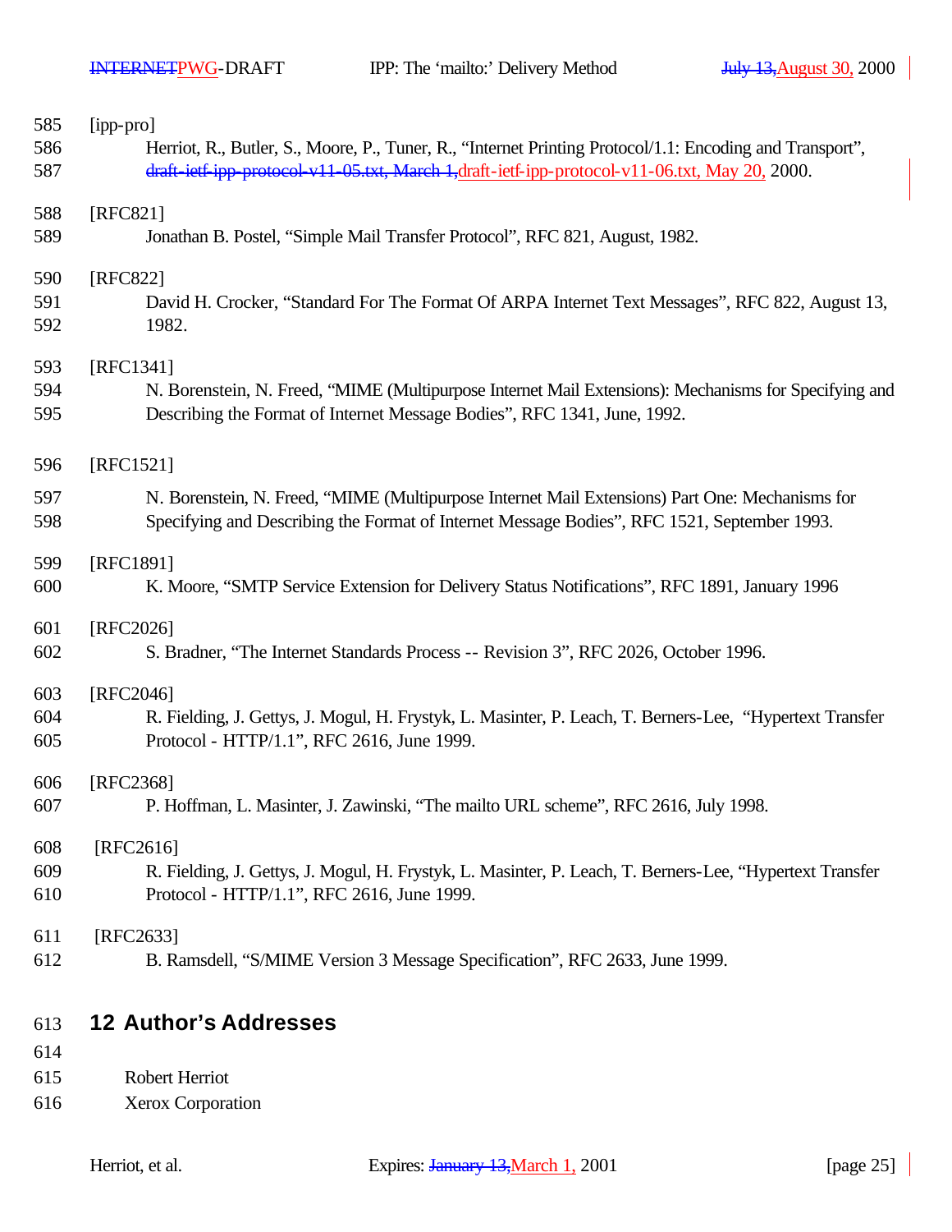[ipp-pro]

Herriot, R., Butler, S., Moore, P., Tuner, R., "Internet Printing Protocol/1.1: Encoding and Transport", ~~draft-ietf-ipp-protocol-v11-05.txt, March 1,~~draft-ietf-ipp-protocol-v11-06.txt, May 20, 2000.

[RFC821]

Jonathan B. Postel, "Simple Mail Transfer Protocol", RFC 821, August, 1982.

[RFC822]

David H. Crocker, "Standard For The Format Of ARPA Internet Text Messages", RFC 822, August 13, 1982.

[RFC1341]

N. Borenstein, N. Freed, "MIME (Multipurpose Internet Mail Extensions): Mechanisms for Specifying and Describing the Format of Internet Message Bodies", RFC 1341, June, 1992.

[RFC1521]

N. Borenstein, N. Freed, "MIME (Multipurpose Internet Mail Extensions) Part One: Mechanisms for Specifying and Describing the Format of Internet Message Bodies", RFC 1521, September 1993.

[RFC1891]

K. Moore, "SMTP Service Extension for Delivery Status Notifications", RFC 1891, January 1996

[RFC2026]

S. Bradner, "The Internet Standards Process -- Revision 3", RFC 2026, October 1996.

[RFC2046]

R. Fielding, J. Gettys, J. Mogul, H. Frystyk, L. Masinter, P. Leach, T. Berners-Lee, "Hypertext Transfer Protocol - HTTP/1.1", RFC 2616, June 1999.

[RFC2368]

P. Hoffman, L. Masinter, J. Zawinski, "The mailto URL scheme", RFC 2616, July 1998.

[RFC2616]

R. Fielding, J. Gettys, J. Mogul, H. Frystyk, L. Masinter, P. Leach, T. Berners-Lee, "Hypertext Transfer Protocol - HTTP/1.1", RFC 2616, June 1999.

[RFC2633]

B. Ramsdell, "S/MIME Version 3 Message Specification", RFC 2633, June 1999.

# 12 Author's Addresses

Robert Herriot
Xerox Corporation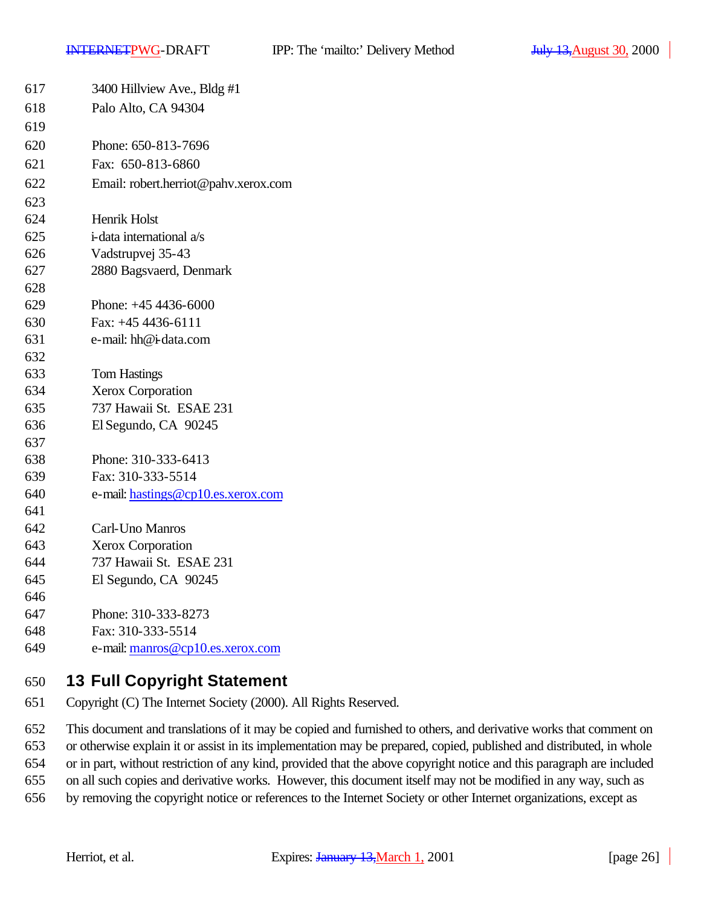3400 Hillview Ave., Bldg #1
Palo Alto, CA 94304

Phone: 650-813-7696
Fax: 650-813-6860
Email: robert.herriot@pahv.xerox.com

Henrik Holst
i-data international a/s
Vadstrupvej 35-43
2880 Bagsvaerd, Denmark

Phone: +45 4436-6000
Fax: +45 4436-6111
e-mail: hh@i-data.com

Tom Hastings
Xerox Corporation
737 Hawaii St. ESAE 231
El Segundo, CA 90245

Phone: 310-333-6413
Fax: 310-333-5514
e-mail: hastings@cp10.es.xerox.com

Carl-Uno Manros
Xerox Corporation
737 Hawaii St. ESAE 231
El Segundo, CA 90245

Phone: 310-333-8273
Fax: 310-333-5514
e-mail: manros@cp10.es.xerox.com

# 13 Full Copyright Statement

Copyright (C) The Internet Society (2000). All Rights Reserved.

This document and translations of it may be copied and furnished to others, and derivative works that comment on or otherwise explain it or assist in its implementation may be prepared, copied, published and distributed, in whole or in part, without restriction of any kind, provided that the above copyright notice and this paragraph are included on all such copies and derivative works. However, this document itself may not be modified in any way, such as by removing the copyright notice or references to the Internet Society or other Internet organizations, except as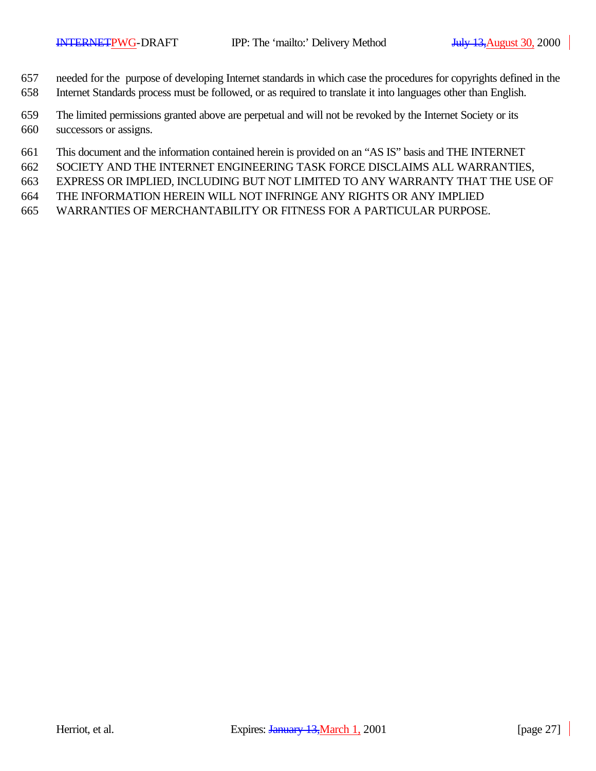needed for the purpose of developing Internet standards in which case the procedures for copyrights defined in the Internet Standards process must be followed, or as required to translate it into languages other than English.

The limited permissions granted above are perpetual and will not be revoked by the Internet Society or its successors or assigns.

This document and the information contained herein is provided on an “AS IS” basis and THE INTERNET SOCIETY AND THE INTERNET ENGINEERING TASK FORCE DISCLAIMS ALL WARRANTIES, EXPRESS OR IMPLIED, INCLUDING BUT NOT LIMITED TO ANY WARRANTY THAT THE USE OF THE INFORMATION HEREIN WILL NOT INFRINGE ANY RIGHTS OR ANY IMPLIED WARRANTIES OF MERCHANTABILITY OR FITNESS FOR A PARTICULAR PURPOSE.